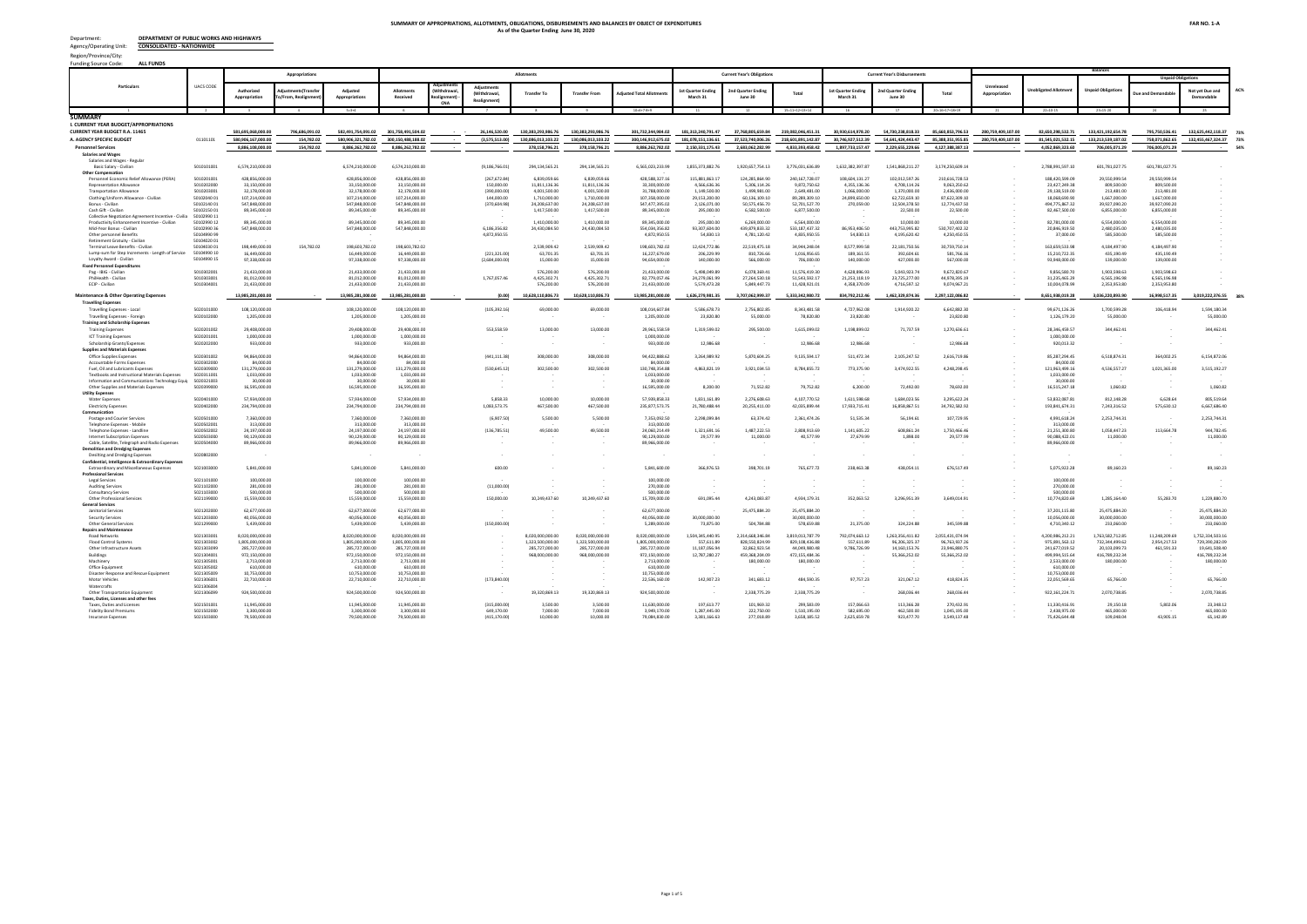**SUMMARY OF APPROPRIATIONS, ALLOTMENTS, OBLIGATIONS, DISBURSEMENTS AND BALANCES BY OBJECT OF EXPENDITURES**
**As of the Quarter Ending June 30, 2020**

**FAR No. 1-A**

Department: **DEPARTMENT OF PUBLIC WORKS AND HIGHWAYS**
Agency/Operating Unit: **CONSOLIDATED - NATIONWIDE**
Region/Province/City:
Funding Source Code: **ALL FUNDS**

| Particulars | UACS CODE | Appropriations | | | Allotments | | | | | | Current Year's Obligations | | | Current Year's Disbursements | | | Balances | | | | | AC% |
|---|---|---|---|---|---|---|---|---|---|---|---|---|---|---|---|---|---|---|---|---|---|---|
| | | Authorized Appropriation | Adjustments(Transfer To/From, Realignment) | Adjusted Appropriations | Allotments Received | Adjustments (Withdrawal, Realignment) - CNA | Adjustments (Withdrawal, Realignment) | Transfer To | Transfer From | Adjusted Total Allotments | 1st Quarter Ending March 31 | 2nd Quarter Ending June 30 | Total | 1st Quarter Ending March 31 | 2nd Quarter Ending June 30 | Total | Unreleased Appropriation | Unobligated Allotment | Unpaid Obligations | Unpaid Obligations: Due and Demandable | Unpaid Obligations: Not yet Due and Demandable | |
| 1 | 2 | 3 | 4 | 5=3+4 | 6 | | 7 | 8 | 9 | 10=6+7+8+9 | 11 | 12 | 15=11+12+13+14 | 16 | 17 | 20=16+17+18+19 | 21 | 22=10-15 | 23=15-20 | 24 | 25 | |
| **SUMMARY** | | | | | | | | | | | | | | | | | | | | | | |
| **I. CURRENT YEAR BUDGET/APPROPRIATIONS** | | | | | | | | | | | | | | | | | | | | | | |
| **CURRENT YEAR BUDGET R.A. 11465** | | 581,695,068,000.00 | 796,686,091.02 | 582,491,754,091.02 | 301,758,491,504.02 | - | 26,146,520.00 | 130,383,293,986.76 | 130,383,293,986.76 | 301,732,344,984.02 | 181,313,240,791.47 | 37,768,805,659.84 | 219,082,046,451.31 | 30,930,614,978.20 | 54,730,238,818.33 | 85,660,853,796.53 | 280,759,409,107.00 | 82,650,298,532.71 | 133,421,192,654.78 | 795,750,526.41 | 132,625,442,118.37 | 73% |
| **A. AGENCY SPECIFIC BUDGET** | 01101101 | 580,906,167,000.00 | 154,702.02 | 580,906,321,702.02 | 300,150,488,188.02 | - | (3,575,513.00) | 130,086,013,103.22 | 130,086,013,103.22 | 300,146,912,675.02 | 181,078,151,136.61 | 37,523,790,006.26 | 218,601,891,142.87 | 30,746,927,512.39 | 54,641,424,443.47 | 85,388,351,955.86 | 280,759,409,107.00 | 81,545,021,532.15 | 133,213,539,187.02 | 758,071,862.65 | 132,455,467,324.37 | 73% |
| **Personnel Services** | | 8,886,108,000.00 | 154,702.02 | 8,886,262,702.02 | 8,886,262,702.02 | - | - | 378,158,796.21 | 378,158,796.21 | 8,886,262,702.02 | 2,150,331,175.43 | 2,683,062,282.99 | 4,833,393,458.42 | 1,897,733,157.47 | 2,229,655,229.66 | 4,127,388,387.13 | - | 4,052,869,323.60 | 706,005,071.29 | 706,005,071.29 | - | 54% |
| **Salaries and Wages** | | | | | | | | | | | | | | | | | | | | | | |
| Salaries and Wages - Regular | | | | | | | | | | | | | | | | | | | | | | |
| Basic Salary - Civilian | 5010101001 | 6,574,210,000.00 | | 6,574,210,000.00 | 6,574,210,000.00 | | (9,186,766.01) | 294,134,565.21 | 294,134,565.21 | 6,565,023,233.99 | 1,855,373,882.76 | 1,920,657,754.13 | 3,776,031,636.89 | 1,632,382,397.87 | 1,541,868,211.27 | 3,174,250,609.14 | | 2,788,991,597.10 | 601,781,027.75 | 601,781,027.75 | - | |
| **Other Compensation** | | | | | | | | | | | | | | | | | | | | | | |
| Personnel Economic Relief Allowance (PERA) | 5010201001 | 428,856,000.00 | | 428,856,000.00 | 428,856,000.00 | | (267,672.84) | 6,839,059.66 | 6,839,059.66 | 428,588,327.16 | 115,881,863.17 | 124,285,864.90 | 240,167,728.07 | 108,604,131.27 | 102,012,597.26 | 210,616,728.53 | | 188,420,599.09 | 29,550,999.54 | 29,550,999.54 | - | |
| Representation Allowance | 5010202000 | 33,150,000.00 | | 33,150,000.00 | 33,150,000.00 | | 150,000.00 | 11,811,116.36 | 11,811,116.36 | 33,300,000.00 | 4,566,636.36 | 5,306,114.26 | 9,872,750.62 | 4,355,136.36 | 4,708,114.26 | 9,063,250.62 | | 23,427,249.38 | 809,500.00 | 809,500.00 | - | |
| Transportation Allowance | 5010203001 | 32,178,000.00 | | 32,178,000.00 | 32,178,000.00 | | (390,000.00) | 4,001,500.00 | 4,001,500.00 | 31,788,000.00 | 1,149,500.00 | 1,499,981.00 | 2,649,481.00 | 1,066,000.00 | 1,370,000.00 | 2,436,000.00 | | 29,138,519.00 | 213,481.00 | 213,481.00 | - | |
| Clothing/Uniform Allowance - Civilian | 5010204001 | 107,214,000.00 | | 107,214,000.00 | 107,214,000.00 | | 144,000.00 | 1,710,000.00 | 1,710,000.00 | 107,358,000.00 | 29,153,200.00 | 60,136,109.10 | 89,289,309.10 | 24,899,650.00 | 62,722,659.10 | 87,622,309.10 | | 18,068,690.90 | 1,667,000.00 | 1,667,000.00 | - | |
| Bonus - Civilian | 5010214001 | 547,848,000.00 | | 547,848,000.00 | 547,848,000.00 | | (370,604.98) | 24,208,637.00 | 24,208,637.00 | 547,477,395.02 | 2,126,071.00 | 50,575,456.70 | 52,701,527.70 | 270,090.00 | 12,504,378.70 | 12,774,467.70 | | 494,775,867.32 | 39,927,060.00 | 39,927,060.00 | - | |
| Cash Gift - Civilian | 5010215001 | 89,345,000.00 | | 89,345,000.00 | 89,345,000.00 | | - | 1,417,500.00 | 1,417,500.00 | 89,345,000.00 | 295,000.00 | 6,582,500.00 | 6,877,500.00 | - | 22,500.00 | 22,500.00 | | 82,467,500.00 | 6,855,000.00 | 6,855,000.00 | - | |
| Collective Negotiation Agreement Incentive - Civilian | 5010299011 | - | | - | - | | - | - | - | - | - | - | - | - | - | - | | - | - | - | - | |
| Productivity Enhancement Incentive - Civilian | 5010299012 | 89,345,000.00 | | 89,345,000.00 | 89,345,000.00 | | - | 1,410,000.00 | 1,410,000.00 | 89,345,000.00 | 295,000.00 | 6,269,000.00 | 6,564,000.00 | - | 10,000.00 | 10,000.00 | | 82,781,000.00 | 6,554,000.00 | 6,554,000.00 | - | |
| Mid-Year Bonus - Civilian | 5010299036 | 547,848,000.00 | | 547,848,000.00 | 547,848,000.00 | | 6,186,356.82 | 24,430,084.50 | 24,430,084.50 | 554,034,356.82 | 93,307,604.00 | 439,879,833.32 | 533,187,437.32 | 86,953,406.50 | 443,753,995.82 | 530,707,402.32 | | 20,846,919.50 | 2,480,035.00 | 2,480,035.00 | - | |
| Other personnel benefits | 5010499099 | - | | - | - | | 4,872,950.55 | | | 4,872,950.55 | 54,830.13 | 4,781,120.42 | 4,835,950.55 | 54,830.13 | 4,195,620.42 | 4,250,450.55 | | 37,000.00 | 585,500.00 | 585,500.00 | - | |
| Retirement Gratuity - Civilian | 5010402001 | - | | - | - | | | | | - | - | - | - | - | - | - | | - | - | - | - | |
| Terminal Leave Benefits - Civilian | 5010403001 | 198,449,000.00 | 154,702.02 | 198,603,702.02 | 198,603,702.02 | | - | 2,539,909.42 | 2,539,909.42 | 198,603,702.02 | 12,424,772.86 | 22,519,475.18 | 34,944,248.04 | 8,577,999.58 | 22,181,750.56 | 30,759,750.14 | | 163,659,533.98 | 4,184,497.90 | 4,184,497.90 | - | |
| Lump-sum for Step Increments - Length of Service | 5010499010 | 16,449,000.00 | | 16,449,000.00 | 16,449,000.00 | | (221,321.00) | 63,701.35 | 63,701.35 | 16,227,679.00 | 206,229.99 | 810,726.66 | 1,016,956.65 | 189,161.55 | 392,604.61 | 581,766.16 | | 15,210,722.35 | 435,190.49 | 435,190.49 | - | |
| Loyalty Award - Civilian | 5010499015 | 97,338,000.00 | | 97,338,000.00 | 97,338,000.00 | | (2,684,000.00) | 15,000.00 | 15,000.00 | 94,654,000.00 | 140,000.00 | 566,000.00 | 706,000.00 | 140,000.00 | 427,000.00 | 567,000.00 | | 93,948,000.00 | 139,000.00 | 139,000.00 | - | |
| **Fixed Personnel Expenditures** | | | | | | | | | | | | | | | | | | | | | | |
| Pag - IBIG - Civilian | 5010302001 | 21,433,000.00 | | 21,433,000.00 | 21,433,000.00 | | - | 576,200.00 | 576,200.00 | 21,433,000.00 | 5,498,049.99 | 6,078,369.41 | 11,576,419.30 | 4,628,896.93 | 5,043,923.74 | 9,672,820.67 | | 9,856,580.70 | 1,903,598.63 | 1,903,598.63 | - | |
| PhilHealth - Civilian | 5010303001 | 81,012,000.00 | | 81,012,000.00 | 81,012,000.00 | | 1,767,057.46 | 4,425,302.71 | 4,425,302.71 | 82,779,057.46 | 24,279,061.99 | 27,264,530.18 | 51,543,592.17 | 21,253,318.19 | 23,725,277.00 | 44,978,595.19 | | 31,235,465.29 | 6,565,196.98 | 6,565,196.98 | - | |
| ECIP - Civilian | 5010304001 | 21,433,000.00 | | 21,433,000.00 | 21,433,000.00 | | - | 576,200.00 | 576,200.00 | 21,433,000.00 | 5,579,473.28 | 5,849,447.73 | 11,428,921.01 | 4,358,370.09 | 4,716,597.12 | 9,074,967.21 | | 10,004,078.99 | 2,353,953.80 | 2,353,953.80 | - | |
| **Maintenance & Other Operating Expenses** | | 13,985,281,000.00 | - | 13,985,281,000.00 | 13,985,281,000.00 | - | (0.00) | 10,628,110,806.73 | 10,628,110,806.73 | 13,985,281,000.00 | 1,626,279,881.35 | 3,707,062,999.37 | 5,333,342,880.72 | 834,792,212.46 | 1,462,329,874.36 | 2,297,122,086.82 | - | 8,651,938,119.28 | 3,036,220,793.90 | 16,998,517.35 | 3,019,222,276.55 | 38% |
| **Travelling Expenses** | | | | | | | | | | | | | | | | | | | | | | |
| Travelling Expenses - Local | 5020101000 | 108,120,000.00 | | 108,120,000.00 | 108,120,000.00 | | (105,392.16) | 69,000.00 | 69,000.00 | 108,014,607.84 | 5,586,678.73 | 2,756,802.85 | 8,343,481.58 | 4,727,962.08 | 1,914,920.22 | 6,642,882.30 | | 99,671,126.26 | 1,700,599.28 | 106,418.94 | 1,594,180.34 | |
| Travelling Expenses - Foreign | 5020102000 | 1,205,000.00 | | 1,205,000.00 | 1,205,000.00 | | | | | 1,205,000.00 | 23,820.80 | 55,000.00 | 78,820.80 | 23,820.80 | - | 23,820.80 | | 1,126,179.20 | 55,000.00 | - | 55,000.00 | |
| **Training and Scholarship Expenses** | | | | | | | | | | | | | | | | | | | | | | |
| Training Expenses | 5020201002 | 29,408,000.00 | | 29,408,000.00 | 29,408,000.00 | | 553,558.59 | 13,000.00 | 13,000.00 | 29,961,558.59 | 1,319,599.02 | 295,500.00 | 1,615,099.02 | 1,198,899.02 | 71,737.59 | 1,270,636.61 | | 28,346,459.57 | 344,462.41 | - | 344,462.41 | |
| ICT Training Expenses | 5020201001 | 1,000,000.00 | | 1,000,000.00 | 1,000,000.00 | | | | | 1,000,000.00 | - | - | - | - | - | - | | 1,000,000.00 | - | - | - | |
| Scholarship Grants/Expenses | 5020202000 | 933,000.00 | | 933,000.00 | 933,000.00 | | | | | 933,000.00 | 12,986.68 | - | 12,986.68 | 12,986.68 | - | 12,986.68 | | 920,013.32 | - | - | - | |
| **Supplies and Materials Expenses** | | | | | | | | | | | | | | | | | | | | | | |
| Office Supplies Expenses | 5020301002 | 94,864,000.00 | | 94,864,000.00 | 94,864,000.00 | | (441,111.38) | 308,000.00 | 308,000.00 | 94,422,888.62 | 3,264,989.92 | 5,870,604.25 | 9,135,594.17 | 511,472.34 | 2,105,247.52 | 2,616,719.86 | | 85,287,294.45 | 6,518,874.31 | 364,002.25 | 6,154,872.06 | |
| Accountable Forms Expenses | 5020302000 | 84,000.00 | | 84,000.00 | 84,000.00 | | | | | 84,000.00 | - | - | - | - | - | - | | 84,000.00 | - | - | - | |
| Fuel, Oil and Lubricants Expenses | 5020309000 | 131,279,000.00 | | 131,279,000.00 | 131,279,000.00 | | (530,645.12) | 302,500.00 | 302,500.00 | 130,748,354.88 | 4,863,821.19 | 3,921,034.53 | 8,784,855.72 | 773,375.90 | 3,474,922.55 | 4,248,298.45 | | 121,963,499.16 | 4,536,557.27 | 1,021,365.00 | 3,515,192.27 | |
| Textbooks and Instructional Materials Expenses | 5020311001 | 1,033,000.00 | | 1,033,000.00 | 1,033,000.00 | | | | | 1,033,000.00 | - | - | - | - | - | - | | 1,033,000.00 | - | - | - | |
| Information and Communications Technology Equip | 5020321003 | 30,000.00 | | 30,000.00 | 30,000.00 | | | | | 30,000.00 | - | - | - | - | - | - | | 30,000.00 | - | - | - | |
| Other Supplies and Materials Expenses | 5020399000 | 16,595,000.00 | | 16,595,000.00 | 16,595,000.00 | | | | | 16,595,000.00 | 8,200.00 | 71,552.82 | 79,752.82 | 6,200.00 | 72,492.00 | 78,692.00 | | 16,515,247.18 | 1,060.82 | - | 1,060.82 | |
| **Utility Expenses** | | | | | | | | | | | | | | | | | | | | | | |
| Water Expenses | 5020401000 | 57,934,000.00 | | 57,934,000.00 | 57,934,000.00 | | 5,858.33 | 10,000.00 | 10,000.00 | 57,939,858.33 | 1,831,161.89 | 2,276,608.63 | 4,107,770.52 | 1,611,598.68 | 1,684,023.56 | 3,295,622.24 | | 53,832,087.81 | 812,148.28 | 6,628.64 | 805,519.64 | |
| Electricity Expenses | 5020402000 | 234,794,000.00 | | 234,794,000.00 | 234,794,000.00 | | 1,083,573.75 | 467,500.00 | 467,500.00 | 235,877,573.75 | 21,780,488.44 | 20,255,411.00 | 42,035,899.44 | 17,933,715.41 | 16,858,867.51 | 34,792,582.92 | | 193,841,674.31 | 7,243,316.52 | 575,630.12 | 6,667,686.40 | |
| **Communication** | | | | | | | | | | | | | | | | | | | | | | |
| Postage and Courier Services | 5020501000 | 7,360,000.00 | | 7,360,000.00 | 7,360,000.00 | | (6,907.50) | 5,500.00 | 5,500.00 | 7,353,092.50 | 2,298,099.84 | 63,374.42 | 2,361,474.26 | 51,535.34 | 56,194.61 | 107,729.95 | | 4,991,618.24 | 2,253,744.31 | - | 2,253,744.31 | |
| Telephone Expenses - Mobile | 5020502001 | 313,000.00 | | 313,000.00 | 313,000.00 | | | | | 313,000.00 | - | - | - | - | - | - | | 313,000.00 | - | - | - | |
| Telephone Expenses - Landline | 5020502002 | 24,197,000.00 | | 24,197,000.00 | 24,197,000.00 | | (136,785.51) | 49,500.00 | 49,500.00 | 24,060,214.49 | 1,321,691.16 | 1,487,222.53 | 2,808,913.69 | 1,141,695.22 | 608,861.24 | 1,750,466.46 | | 21,251,300.80 | 1,058,447.23 | 113,664.78 | 944,782.45 | |
| Internet Subscription Expenses | 5020503000 | 90,129,000.00 | | 90,129,000.00 | 90,129,000.00 | | | | | 90,129,000.00 | 29,577.99 | 11,000.00 | 40,577.99 | 27,679.99 | 1,898.00 | 29,577.99 | | 90,088,422.01 | 11,000.00 | - | 11,000.00 | |
| Cable, Satellite, Telegraph and Radio Expenses | 5020504000 | 89,966,000.00 | | 89,966,000.00 | 89,966,000.00 | | | | | 89,966,000.00 | - | - | - | - | - | - | | 89,966,000.00 | - | - | - | |
| **Demolition and Dredging Expenses** | | | | | | | | | | | | | | | | | | | | | | |
| Desilting and Dredging Expenses | 5020802000 | - | | - | - | | | | | - | - | - | - | - | - | - | | - | - | - | - | |
| **Confidential, Intelligence & Extraordinary Expenses** | | | | | | | | | | | | | | | | | | | | | | |
| Extraordinary and Miscellaneous Expenses | 5021003000 | 5,841,000.00 | | 5,841,000.00 | 5,841,000.00 | | 600.00 | | | 5,841,600.00 | 366,876.53 | 398,701.19 | 765,577.72 | 238,463.38 | 438,054.11 | 676,517.49 | | 5,075,922.28 | 89,160.23 | - | 89,160.23 | |
| **Professional Services** | | | | | | | | | | | | | | | | | | | | | | |
| Legal Services | 5021101000 | 100,000.00 | | 100,000.00 | 100,000.00 | | | | | 100,000.00 | - | - | - | - | - | - | | 100,000.00 | - | - | - | |
| Auditing Services | 5021102000 | 281,000.00 | | 281,000.00 | 281,000.00 | | (11,000.00) | | | 270,000.00 | - | - | - | - | - | - | | 270,000.00 | - | - | - | |
| Consultancy Services | 5021103000 | 500,000.00 | | 500,000.00 | 500,000.00 | | | | | 500,000.00 | - | - | - | - | - | - | | 500,000.00 | - | - | - | |
| Other Professional Services | 5021199000 | 15,559,000.00 | | 15,559,000.00 | 15,559,000.00 | | 150,000.00 | 10,249,437.60 | 10,249,437.60 | 15,709,000.00 | 691,095.44 | 4,243,083.87 | 4,934,179.31 | 352,063.52 | 3,296,951.39 | 3,649,014.91 | | 10,774,820.69 | 1,285,164.40 | 55,283.70 | 1,229,880.70 | |
| **General Services** | | | | | | | | | | | | | | | | | | | | | | |
| Janitorial Services | 5021202000 | 62,677,000.00 | | 62,677,000.00 | 62,677,000.00 | | | | | 62,677,000.00 | - | 25,475,884.20 | 25,475,884.20 | - | - | - | | 37,201,115.80 | 25,475,884.20 | - | 25,475,884.20 | |
| Security Services | 5021203000 | 40,056,000.00 | | 40,056,000.00 | 40,056,000.00 | | | | | 40,056,000.00 | 30,000,000.00 | - | 30,000,000.00 | - | - | - | | 10,056,000.00 | 30,000,000.00 | - | 30,000,000.00 | |
| Other General Services | 5021299000 | 5,439,000.00 | | 5,439,000.00 | 5,439,000.00 | | (150,000.00) | | | 5,289,000.00 | 73,875.00 | 504,784.88 | 578,659.88 | 20,375.00 | 324,224.88 | 345,599.88 | | 4,710,340.12 | 233,060.00 | - | 233,060.00 | |
| **Repairs and Maintenance** | | | | | | | | | | | | | | | | | | | | | | |
| Road Networks | 5021303001 | 8,020,000,000.00 | | 8,020,000,000.00 | 8,020,000,000.00 | | | 8,020,000,000.00 | 8,020,000,000.00 | 8,020,000,000.00 | 1,504,345,440.95 | 2,314,668,346.84 | 3,819,013,787.79 | 792,074,663.12 | 1,263,356,411.82 | 2,055,431,074.94 | | 4,200,986,212.21 | 1,763,582,712.85 | 11,248,209.69 | 1,752,334,503.16 | |
| Flood Control Systems | 5021303002 | 1,805,000,000.00 | | 1,805,000,000.00 | 1,805,000,000.00 | | | 1,323,500,000.00 | 1,323,500,000.00 | 1,805,000,000.00 | 557,611.89 | 828,550,824.99 | 829,108,436.88 | 557,611.89 | 96,306,325.37 | 96,863,937.26 | | 975,891,563.12 | 732,244,499.62 | 2,954,217.53 | 729,290,282.09 | |
| Other Infrastructure Assets | 5021303099 | 285,727,000.00 | | 285,727,000.00 | 285,727,000.00 | | | 285,727,000.00 | 285,727,000.00 | 285,727,000.00 | 11,187,056.94 | 32,862,923.54 | 44,049,980.48 | 9,786,726.99 | 14,160,153.76 | 23,946,880.75 | | 241,677,019.52 | 20,103,099.73 | 461,591.33 | 19,641,508.40 | |
| Buildings | 5021304001 | 972,150,000.00 | | 972,150,000.00 | 972,150,000.00 | | | 968,000,000.00 | 968,000,000.00 | 972,150,000.00 | 12,767,280.27 | 459,368,204.09 | 472,135,484.36 | - | 55,366,252.02 | 55,366,252.02 | | 499,994,515.64 | 416,769,232.34 | - | 416,769,232.34 | |
| Machinery | 5021305001 | 2,713,000.00 | | 2,713,000.00 | 2,713,000.00 | | | | | 2,713,000.00 | - | 180,000.00 | 180,000.00 | - | - | - | | 2,533,000.00 | 180,000.00 | - | 180,000.00 | |
| Office Equipment | 5021305002 | 610,000.00 | | 610,000.00 | 610,000.00 | | | | | 610,000.00 | - | - | - | - | - | - | | 610,000.00 | - | - | - | |
| Disaster Response and Rescue Equipment | 5021305029 | 10,753,000.00 | | 10,753,000.00 | 10,753,000.00 | | | | | 10,753,000.00 | - | - | - | - | - | - | | 10,753,000.00 | - | - | - | |
| Motor Vehicles | 5021306001 | 22,710,000.00 | | 22,710,000.00 | 22,710,000.00 | | (173,840.00) | | | 22,536,160.00 | 142,907.23 | 341,683.12 | 484,590.35 | 97,757.23 | 321,067.12 | 418,824.35 | | 22,051,569.65 | 65,766.00 | - | 65,766.00 | |
| Watercrafts | 5021306004 | - | | - | - | | | | | - | - | - | - | - | - | - | | - | - | - | - | |
| Other Transportation Equipment | 5021306099 | 924,500,000.00 | | 924,500,000.00 | 924,500,000.00 | | | 19,320,869.13 | 19,320,869.13 | 924,500,000.00 | - | 2,338,775.29 | 2,338,775.29 | - | 268,036.44 | 268,036.44 | | 922,161,224.71 | 2,070,738.85 | - | 2,070,738.85 | |
| **Taxes, Duties, Licenses and other fees** | | | | | | | | | | | | | | | | | | | | | | |
| Taxes, Duties and Licenses | 5021501001 | 11,945,000.00 | | 11,945,000.00 | 11,945,000.00 | | (315,000.00) | 3,500.00 | 3,500.00 | 11,630,000.00 | 197,613.77 | 101,969.32 | 299,583.09 | 157,066.61 | 113,366.28 | 270,432.91 | | 11,330,416.91 | 29,150.18 | 5,802.06 | 23,348.12 | |
| Fidelity Bond Premiums | 5021502000 | 3,300,000.00 | | 3,300,000.00 | 3,300,000.00 | | 649,170.00 | 7,000.00 | 7,000.00 | 3,949,170.00 | 1,287,445.00 | 222,750.00 | 1,510,195.00 | 582,695.00 | 462,500.00 | 1,045,195.00 | | 2,438,975.00 | 465,000.00 | - | 465,000.00 | |
| Insurance Expenses | 5021503000 | 79,500,000.00 | | 79,500,000.00 | 79,500,000.00 | | (415,170.00) | 10,000.00 | 10,000.00 | 79,084,830.00 | 3,381,166.63 | 277,018.89 | 3,658,185.52 | 2,625,659.78 | 923,477.70 | 3,549,137.48 | | 75,426,644.48 | 109,048.04 | 43,905.15 | 65,142.89 | |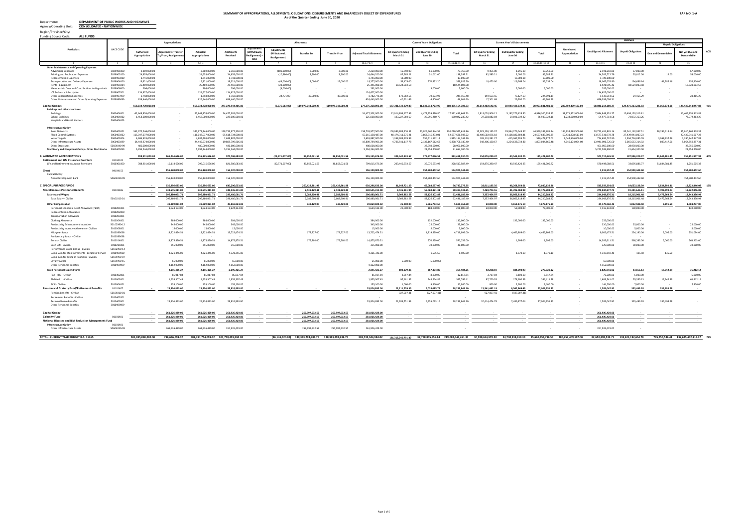**SUMMARY OF APPROPRIATIONS, ALLOTMENTS, OBLIGATIONS, DISBURSEMENTS AND BALANCES BY OBJECT OF EXPENDITURES**
**As of the Quarter Ending June 30, 2020**

**FAR NO. 1-A**

Department: **DEPARTMENT OF PUBLIC WORKS AND HIGHWAYS**
Agency/Operating Unit: **CONSOLIDATED - NATIONWIDE**
Region/Province/City:
Funding Source Code: **ALL FUNDS**

| Particulars | UACS CODE | Appropriations | | | Allotments | | | | | | Current Year's Obligations | | | Current Year's Disbursements | | | Balances | | | | | |
|---|---|---|---|---|---|---|---|---|---|---|---|---|---|---|---|---|---|---|---|---|---|---|
| | | Authorized Appropriation | Adjustments (Transfer To/From, Realignment) | Adjusted Appropriations | Allotments Received | Adjustments (Withdrawal, Realignment) - CNA | Adjustments (Withdrawal, Realignment) | Transfer To | Transfer From | Adjusted Total Allotments | 1st Quarter Ending March 31 | 2nd Quarter Ending June 30 | Total | 1st Quarter Ending March 31 | 2nd Quarter Ending June 30 | Total | Unreleased Appropriation | Unobligated Allotment | Unpaid Obligations | Unpaid Obligations - Due and Demandable | Unpaid Obligations - Not yet Due and Demandable | AC% |
| 1 | 2 | 3 | 4 | 5=3+4 | 6 | | 7 | 8 | 9 | 10=6+7-8+9 | 11 | 12 | 15=11+12+13+14 | 16 | 17 | 20=16+17+18+19 | 21 | 22=10-15 | 23=15-20 | 24 | 25 | |
| **Other Maintenance and Operating Expenses** | | | | | | | | | | | | | | | | | | | | | | |
| Advertising Expenses | 5029901000 | 2,369,000.00 | | 2,369,000.00 | 2,369,000.00 | | (100,000.00) | 3,500.00 | 3,500.00 | 2,269,000.00 | 16,750.00 | 61,000.00 | 77,750.00 | 9,455.00 | 1,295.00 | 10,750.00 | - | 2,191,250.00 | 67,000.00 | | 67,000.00 | |
| Printing and Publication Expenses | 5029902000 | 24,655,000.00 | | 24,655,000.00 | 24,655,000.00 | | (10,680.00) | 3,500.00 | 3,500.00 | 24,644,320.00 | 87,585.21 | 51,012.00 | 138,597.21 | 82,585.21 | 3,000.00 | 85,585.21 | - | 24,505,722.79 | 53,012.00 | 12.00 | 53,000.00 | |
| Representation Expenses | 5029903000 | 1,741,000.00 | | 1,741,000.00 | 1,741,000.00 | | | | | 1,741,000.00 | 13,000.00 | | 13,000.00 | | 13,000.00 | 13,000.00 | - | 1,728,000.00 | - | | - | |
| Transportation and Delivery Expenses | 5029904000 | 19,321,000.00 | | 19,321,000.00 | 19,321,000.00 | | (44,000.00) | 12,000.00 | 12,000.00 | 19,277,000.00 | 59,473.00 | 270,452.20 | 329,925.20 | 18,473.00 | 116,766.04 | 135,239.04 | - | 18,947,074.80 | 194,686.16 | 41,786.16 | 152,900.00 | |
| Rents - Equipment | 5029905004 | 25,469,000.00 | | 25,469,000.00 | 25,469,000.00 | | (23,000.00) | - | - | 25,446,000.00 | 18,524,003.58 | | 18,524,003.58 | - | - | - | - | 6,921,996.42 | 18,524,003.58 | - | 18,524,003.58 | |
| Membership Dues and Contributions to Organizations | 5029906000 | 296,000.00 | | 296,000.00 | 296,000.00 | | (4,000.00) | - | - | 292,000.00 | | 5,000.00 | 5,000.00 | | 5,000.00 | 5,000.00 | - | 287,000.00 | - | | - | |
| ICT Software Subscription | 5029907001 | 124,627,000.00 | | 124,627,000.00 | 124,627,000.00 | | - | | | 124,627,000.00 | | | | | | | - | 124,627,000.00 | | | | |
| Other Subscription Expenses | 5029907099 | 1,758,000.00 | | 1,758,000.00 | 1,758,000.00 | | 24,771.00 | 49,000.00 | 49,000.00 | 1,782,771.00 | 179,082.56 | 70,073.92 | 249,156.48 | 149,563.56 | 75,127.63 | 224,691.19 | - | 1,533,614.52 | 24,465.29 | | 24,465.29 | |
| Other Maintenance and Other Operating Expenses | 5029999099 | 626,440,000.00 | | 626,440,000.00 | 626,440,000.00 | | | | | 626,440,000.00 | 40,501.69 | 6,400.00 | 46,901.69 | 17,201.69 | 29,700.00 | 46,901.69 | - | 626,393,098.31 | - | | - | |
| **Capital Outlays** | | **558,034,778,000.00** | **-** | **558,034,778,000.00** | **277,278,944,406.00** | | **(3,575,513.00)** | **119,079,743,500.28** | **119,079,743,500.28** | **277,275,368,893.00** | **177,301,539,979.83** | **31,133,614,723.90** | **208,435,154,703.73** | **28,014,402,142.96** | **50,949,439,339.45** | **78,963,841,481.90** | **280,759,409,107.00** | **68,840,214,189.27** | **129,471,313,221.83** | **35,068,274.01** | **129,436,244,947.82** | **75%** |
| **Buildings and other structures** | | | | | | | | | | | | | | | | | | | | | | |
| Buildings | 5060404001 | 62,648,874,000.00 | | 62,648,874,000.00 | 24,477,302,000.00 | | | | | 24,477,302,000.00 | 12,914,894,177.93 | 4,477,559,470.80 | 17,392,453,648.73 | 1,819,020,906.12 | 5,167,279,428.80 | 6,986,300,334.92 | 38,171,572,000.00 | 7,084,848,351.27 | 10,406,153,313.81 | | 10,406,153,313.81 | |
| School Buildings | 5060404002 | 1,458,000,000.00 | | 1,458,000,000.00 | 225,000,000.00 | | | | | 225,000,000.00 | 133,227,009.67 | 26,795,280.75 | 160,022,285.42 | 27,358,882.84 | 59,691,039.32 | 86,949,922.16 | 1,233,000,000.00 | 64,977,714.58 | 73,072,363.26 | | 73,072,363.26 | |
| Hospitals and Health Centers | 5060404003 | - | | | | | | | | | | | | | | | | | | | | |
| **Infrastructure Outlay** | | | | | | | | | | | | | | | | | | | | | | |
| Road Networks | 5060403001 | 342,972,246,000.00 | | 342,972,246,000.00 | 158,733,977,500.00 | | | | | 158,733,977,500.00 | 109,983,883,274.31 | 20,026,662,344.55 | 130,010,545,618.86 | 15,025,103,135.37 | 29,944,279,545.97 | 44,969,382,681.34 | 184,238,268,500.00 | 28,723,431,881.14 | 85,041,162,937.51 | 30,296,619.14 | 85,010,866,318.37 | |
| Flood Control Systems | 5060403002 | 116,047,037,000.00 | | 116,047,037,000.00 | 65,618,734,000.00 | | (3,575,513.00) | | | 65,615,158,487.00 | 48,174,311,275.21 | 3,863,315,233.01 | 52,037,626,508.22 | 10,489,502,696.18 | 14,108,182,804.81 | 24,597,685,500.99 | 50,431,878,513.00 | 13,577,531,978.78 | 27,439,941,007.23 | | 27,439,941,007.23 | |
| Water Supply | 5060403004 | 4,684,403,000.00 | | 4,684,403,000.00 | 2,639,887,000.00 | | | | | 2,639,887,000.00 | 1,358,683,129.93 | 556,511,132.17 | 1,915,194,262.10 | 105,110,391.27 | 415,367,785.74 | 520,478,177.01 | 2,044,516,000.00 | 724,692,737.90 | 1,394,716,085.09 | 3,968,237.26 | 1,390,747,847.83 | |
| Other Infrastructure Assets | 5060403099 | 24,449,974,000.00 | | 24,449,974,000.00 | 19,809,799,906.00 | | | | | 19,809,799,906.00 | 4,736,541,117.78 | 2,132,167,062.62 | 6,868,708,180.40 | 548,406,130.67 | 1,254,638,734.80 | 1,803,044,865.48 | 4,640,174,094.00 | 12,941,091,725.60 | 5,065,663,314.92 | 803,417.61 | 5,064,859,897.31 | |
| Other Structures | 5060404099 | 480,000,000.00 | | 480,000,000.00 | 480,000,000.00 | | | | | 480,000,000.00 | - | 28,950,000.00 | 28,950,000.00 | | | | - | 451,050,000.00 | 28,950,000.00 | | 28,950,000.00 | |
| Machinery and Equipment Outlay - Other Machinery and Equipment | 5060405099 | 5,294,244,000.00 | | 5,294,244,000.00 | 5,294,244,000.00 | | | | | 5,294,244,000.00 | | 21,654,200.00 | 21,654,200.00 | | | | - | 5,272,589,800.00 | 21,654,200.00 | | 21,654,200.00 | |
| **B. AUTOMATIC APPROPRIATIONS** | | **788,901,000.00** | **166,234,676.00** | **955,135,676.00** | **977,706,683.00** | | **(22,571,007.00)** | **36,852,021.56** | **36,852,021.56** | **955,135,676.00** | **203,440,933.57** | **179,977,096.52** | **383,418,030.09** | **154,876,280.47** | **40,545,420.25** | **195,421,700.72** | **-** | **571,717,645.91** | **187,996,329.37** | **31,844,381.45** | **156,151,947.92** | **40%** |
| **Retirement and Life Insurance Premium** | 01104102 | | | | | | | | | | | | | | | | | | | | | |
| Life and Retirement Insurance Premiums | 5010301000 | 788,901,000.00 | 10,114,676.00 | 799,015,676.00 | 821,586,683.00 | | (22,571,007.00) | 36,852,021.56 | 36,852,021.56 | 799,015,676.00 | 203,440,933.57 | 25,076,653.92 | 228,517,587.49 | 154,876,280.47 | 40,545,420.25 | 195,421,700.72 | - | 570,498,088.51 | 33,095,886.77 | 31,844,381.45 | 1,251,505.32 | |
| **Grant** | 04104152 | **-** | **156,120,000.00** | **156,120,000.00** | **156,120,000.00** | | **-** | **-** | **-** | **156,120,000.00** | **-** | **154,900,442.60** | **154,900,442.60** | **-** | **-** | **-** | **-** | **1,219,557.40** | **154,900,442.60** | **-** | **154,900,442.60** | |
| Capital Outlay | | | | | | | | | | | | | | | | | | | | | | |
| Asian Development Bank | 50604030-99 | | 156,120,000.00 | 156,120,000.00 | 156,120,000.00 | | | | | 156,120,000.00 | | 154,900,442.60 | 154,900,442.60 | | | | | 1,219,557.40 | 154,900,442.60 | | 154,900,442.60 | |
| **C. SPECIAL PURPOSE FUNDS** | | | **630,296,633.00** | **630,296,633.00** | **630,296,633.00** | | | **260,428,861.98** | **260,428,861.98** | **630,296,633.00** | **31,648,721.29** | **65,088,557.06** | **96,737,278.35** | **29,811,185.35** | **48,268,954.61** | **77,080,139.96** | **-** | **533,559,354.65** | **19,657,138.39** | **5,834,292.31** | **13,822,846.08** | **15%** |
| **Miscellaneous Personnel Benefits** | 01101406 | **-** | **338,545,311.00** | **338,545,311.00** | **338,545,311.00** | **-** | **-** | **2,431,229.41** | **2,431,229.41** | **338,545,311.00** | **9,436,961.94** | **59,060,471.31** | **68,497,433.25** | **7,469,703.16** | **41,706,084.98** | **49,175,788.14** | **-** | **270,047,877.75** | **19,321,645.11** | **5,498,799.03** | **13,822,846.08** | |
| **Salaries and Wages** | | **-** | **296,480,061.71** | **296,480,061.71** | **296,480,061.71** | **-** | **-** | **2,082,900.41** | **2,082,900.41** | **296,480,061.71** | **9,309,882.58** | **53,126,302.82** | **62,436,185.40** | **7,357,464.97** | **36,862,818.95** | **44,220,283.92** | **-** | **234,043,876.31** | **18,215,901.48** | **5,472,564.54** | **12,743,336.94** | |
| Basic Salary - Civilian | 50101010 01 | | 296,480,061.71 | 296,480,061.71 | 296,480,061.71 | | | 2,082,900.41 | 2,082,900.41 | 296,480,061.71 | 9,309,882.58 | 53,126,302.82 | 62,436,185.40 | 7,357,464.97 | 36,862,818.95 | 44,220,283.92 | - | 234,043,876.31 | 18,215,901.48 | 5,472,564.54 | 12,743,336.94 | |
| **Other Compensation** | | | **39,869,824.02** | **39,869,824.02** | **39,869,824.02** | | | **348,429.00** | **348,429.00** | **39,869,824.02** | **25,000.00** | **5,666,763.60** | **5,691,763.60** | **20,000.00** | **4,659,175.10** | **4,679,175.10** | **-** | **34,178,060.42** | **1,012,588.50** | **8,291.50** | **1,004,297.00** | |
| Personnel Economic Relief Allowance (PERA) | 5010201001 | | 1,624,133.00 | 1,624,133.00 | 1,624,133.00 | | | | | 1,624,133.00 | 20,000.00 | 188,000.00 | 208,000.00 | 20,000.00 | 58,000.00 | 78,000.00 | - | 1,416,133.00 | 130,000.00 | | 130,000.00 | |
| Representation Allowance | 5010202000 | | | | | | | | | | | | | | | | | | | | | |
| Transportation Allowance | 5010203001 | | | | | | | | | | | | | | | | | | | | | |
| Clothing Allowance | 5010204001 | | 384,000.00 | 384,000.00 | 384,000.00 | | | | | 384,000.00 | | 132,000.00 | 132,000.00 | | 132,000.00 | 132,000.00 | - | 252,000.00 | - | | | |
| Productivity Enhancement Incentive | 50102990-12 | | 345,000.00 | 345,000.00 | 345,000.00 | | | | | 345,000.00 | | 25,000.00 | 25,000.00 | | | | - | 320,000.00 | 25,000.00 | | 25,000.00 | |
| Productivity Incentive Allowance - Civilian | 5010208001 | | 15,000.00 | 15,000.00 | 15,000.00 | | | | | 15,000.00 | | 5,000.00 | 5,000.00 | | | | - | 10,000.00 | 5,000.00 | | 5,000.00 | |
| Mid-year Bonus | 5010299036 | | 13,722,474.51 | 13,722,474.51 | 13,722,474.51 | | | 172,727.00 | 172,727.00 | 13,722,474.51 | | 4,719,999.00 | 4,719,999.00 | | 4,465,809.00 | 4,465,809.00 | - | 9,002,475.51 | 254,190.00 | 3,096.00 | 251,094.00 | |
| Anniversary Bonus - Civilian | 5010299038 | | | | | | | | | | | | | | | | | | | | | |
| Bonus - Civilian | 5010214001 | | 14,875,870.51 | 14,875,870.51 | 14,875,870.51 | | | 175,702.00 | 175,702.00 | 14,875,870.51 | | 570,259.00 | 570,259.00 | | 1,996.00 | 1,996.00 | - | 14,305,611.51 | 568,263.00 | 5,060.00 | 563,203.00 | |
| Cash Gift - Civilian | 5010215001 | | 355,000.00 | 355,000.00 | 355,000.00 | | | | | 355,000.00 | | 30,000.00 | 30,000.00 | | | | - | 325,000.00 | 30,000.00 | | 30,000.00 | |
| Performance Based Bonus - Civilian | 50102990-14 | | | | | | | | | | | | | | | | | | | | | |
| Lump Sum for Step Increments - Lenght of Service | 50104990-10 | | 4,321,346.00 | 4,321,346.00 | 4,321,346.00 | | | | | 4,321,346.00 | | 1,505.60 | 1,505.60 | | 1,370.10 | 1,370.10 | - | 4,319,840.40 | 135.50 | 135.50 | | |
| Lump-sum for Filling of Positions - Civilian | 50104990-07 | | | | | | | | | | | | | | | | | | | | | |
| Loyalty Award | 50104990-15 | | 65,000.00 | 65,000.00 | 65,000.00 | | | | | 65,000.00 | 5,000.00 | (5,000.00) | - | | | | - | 65,000.00 | - | | - | |
| Other Personnel Benefits | 5010499099 | | 4,162,000.00 | 4,162,000.00 | 4,162,000.00 | | | | | 4,162,000.00 | | | | | | | - | 4,162,000.00 | | | | |
| **Fixed Personnel Expenditures** | | **-** | **2,195,425.27** | **2,195,425.27** | **2,195,425.27** | | | | | **2,195,425.27** | **102,079.36** | **267,404.89** | **369,484.25** | **92,238.19** | **184,090.93** | **276,329.12** | **-** | **1,825,941.02** | **93,155.13** | **17,942.99** | **75,212.14** | |
| Pag - IBIG - Civilian | 5010302001 | | 85,017.84 | 85,017.84 | 85,017.84 | | | | | 85,017.84 | 3,957.84 | 8,800.00 | 12,817.84 | 3,717.84 | 3,100.00 | 6,817.84 | - | 72,200.00 | 6,000.00 | | 6,000.00 | |
| PhilHealth - Civilian | 5010303001 | | 1,955,307.43 | 1,955,307.43 | 1,955,307.43 | | | | | 1,955,307.43 | 97,121.52 | 248,604.89 | 345,766.41 | 87,720.35 | 178,690.93 | 266,411.28 | - | 1,609,541.02 | 79,355.13 | 17,942.99 | 61,412.14 | |
| ECIP - Civilian | 5010304001 | | 155,100.00 | 155,100.00 | 155,100.00 | | | | | 155,100.00 | 1,000.00 | 9,900.00 | 10,900.00 | 800.00 | 2,300.00 | 3,100.00 | - | 144,200.00 | 7,800.00 | | 7,800.00 | |
| **Pension and Gratuity Fund/Retirement Benefits** | 01101407 | | **29,824,893.00** | **29,824,893.00** | **29,824,893.00** | | | | | **29,824,893.00** | **22,211,759.35** | **6,028,085.75** | **28,239,845.10** | **21,341,482.19** | **6,562,869.63** | **27,904,351.82** | **-** | **1,585,047.90** | **335,493.28** | **335,493.28** | **-** | |
| Pension Benefits - Civilian | 50104010-01 | | | | | | | | | | 927,007.41 | (927,007.41) | - | 927,007.41 | (927,007.41) | - | | | | | | |
| Retirement Benefits - Civilian | 5010402001 | | | | | | | | | | | | | | | | | | | | | |
| Terminal Leave Benefits | 5010403001 | | 29,824,893.00 | 29,824,893.00 | 29,824,893.00 | | | | | 29,824,893.00 | 21,284,751.94 | 6,955,093.16 | 28,239,845.10 | 20,414,474.78 | 7,489,877.04 | 27,904,351.82 | - | 1,585,047.90 | 335,493.28 | 335,493.28 | - | |
| Other Personnel Benefits | 5010499099 | | | | | | | | | | | | | | | | | | | | | |
| **Capital Outlay** | | **-** | **261,926,429.00** | **261,926,429.00** | **261,926,429.00** | | **-** | **257,997,532.57** | **257,997,532.57** | **261,926,429.00** | **-** | **-** | **-** | **-** | **-** | **-** | **-** | **261,926,429.00** | **-** | **-** | **-** | |
| **Calamity Fund** | 01101401 | **-** | **261,926,429.00** | **261,926,429.00** | **261,926,429.00** | | **-** | **257,997,532.57** | **257,997,532.57** | **261,926,429.00** | **-** | **-** | **-** | **-** | **-** | **-** | **-** | **261,926,429.00** | **-** | **-** | **-** | |
| **National Disaster and Risk Reduction Management Fund** | | **-** | **261,926,429.00** | **261,926,429.00** | **261,926,429.00** | | **-** | **257,997,532.57** | **257,997,532.57** | **261,926,429.00** | **-** | **-** | **-** | **-** | **-** | **-** | **-** | **261,926,429.00** | **-** | **-** | **-** | |
| **Infrastructure Outlay** | 01101401 | | | | | | | | | | | | | | | | | | | | | |
| Other Infrastructure Assets | 50604030-99 | | 261,926,429.00 | 261,926,429.00 | 261,926,429.00 | | | 257,997,532.57 | 257,997,532.57 | 261,926,429.00 | | | | | | | | 261,926,429.00 | | | | |
| **TOTAL - CURRENT YEAR BUDGET R.A. 11465** | | **581,695,068,000.00** | **796,686,091.02** | **582,491,754,091.02** | **301,758,491,504.02** | **-** | **(26,146,520.00)** | **130,383,293,986.76** | **130,383,293,986.76** | **301,732,344,984.02** | **181,313,240,791.47** | **37,768,805,659.84** | **219,082,046,451.31** | **30,930,614,978.20** | **54,730,238,818.33** | **85,660,853,796.53** | **280,759,409,107.00** | **82,650,298,532.71** | **133,421,192,654.78** | **795,750,536.41** | **132,625,442,118.37** | **73%** |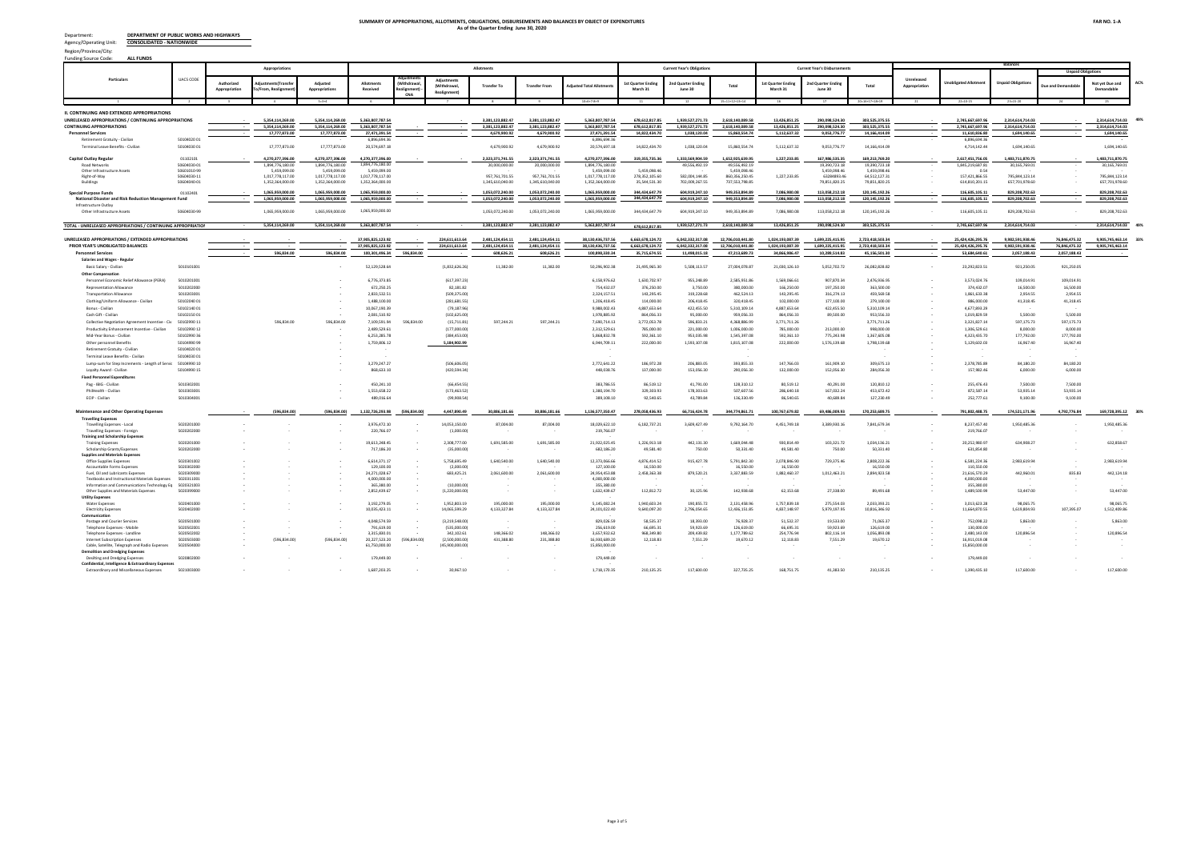**SUMMARY OF APPROPRIATIONS, ALLOTMENTS, OBLIGATIONS, DISBURSEMENTS AND BALANCES BY OBJECT OF EXPENDITURES**
**As of the Quarter Ending June 30, 2020**

**FAR NO. 1-A**

Department: **DEPARTMENT OF PUBLIC WORKS AND HIGHWAYS**
Agency/Operating Unit: **CONSOLIDATED - NATIONWIDE**
Region/Province/City:
Funding Source Code: **ALL FUNDS**

| Particulars | UACS CODE | Appropriations | | | Allotments | | | | | | Current Year's Obligations | | | Current Year's Disbursements | | | Balances | | | | | |
|---|---|---|---|---|---|---|---|---|---|---|---|---|---|---|---|---|---|---|---|---|---|---|
| | | Authorized Appropriation | Adjustments(Transfer To/From, Realignment) | Adjusted Appropriations | Allotments Received | Adjustments (Withdrawal, Realignment) - CNA | Adjustments (Withdrawal, Realignment) | Transfer To | Transfer From | Adjusted Total Allotments | 1st Quarter Ending March 31 | 2nd Quarter Ending June 30 | Total | 1st Quarter Ending March 31 | 2nd Quarter Ending June 30 | Total | Unreleased Appropriation | Unobligated Allotment | Unpaid Obligations | Unpaid Obligations: Due and Demandable | Unpaid Obligations: Not yet Due and Demandable | AC% |
| 1 | 2 | 3 | 4 | 5=3+4 | 6 | | 7 | 8 | 9 | 10=6+(-)7-8+9 | 11 | 12 | 15=11+12+13+14 | 16 | 17 | 20=16+17+18+19 | 21 | 22=10-15 | 23=15-20 | 24 | 25 | |
| **II. CONTINUING AND EXTENDED APPROPRIATIONS** | | | | | | | | | | | | | | | | | | | | | | |
| **UNRELEASED APPROPRIATIONS / CONTINUING APPROPRIATIONS** | | - | 5,354,114,269.00 | 5,354,114,269.00 | 5,363,807,787.54 | - | - | 3,381,123,882.47 | 3,381,123,882.47 | 5,363,807,787.54 | 678,612,817.85 | 1,939,527,271.73 | 2,618,140,089.58 | 13,426,851.25 | 290,098,524.30 | 303,525,375.55 | - | 2,745,667,697.96 | 2,314,614,714.03 | - | 2,314,614,714.03 | 49% |
| **CONTINUING APPROPRIATIONS** | | - | 5,354,114,269.00 | 5,354,114,269.00 | 5,363,807,787.54 | - | - | 3,381,123,882.47 | 3,381,123,882.47 | 5,363,807,787.54 | 678,612,817.85 | 1,939,527,271.73 | 2,618,140,089.58 | 13,426,851.25 | 290,098,524.30 | 303,525,375.55 | - | 2,745,667,697.96 | 2,314,614,714.03 | - | 2,314,614,714.03 | |
| **Personnel Services** | | - | 17,777,873.00 | 17,777,873.00 | 27,471,391.54 | - | - | 4,679,900.92 | 4,679,900.92 | 27,471,391.54 | 14,822,434.70 | 1,038,120.04 | 15,860,554.74 | 5,112,637.32 | 9,053,776.77 | 14,166,414.09 | - | 11,610,836.80 | 1,694,140.65 | - | 1,694,140.65 | |
| Retirement Gratuity - Civilian | 50104020 01 | | | | 6,896,694.36 | | | | | 6,896,694.36 | | | - | | | - | | 6,896,694.36 | - | | - | |
| Terminal Leave Benefits - Civilian | 50104030 01 | | 17,777,873.00 | 17,777,873.00 | 20,574,697.18 | | | 4,679,900.92 | 4,679,900.92 | 20,574,697.18 | 14,822,434.70 | 1,038,120.04 | 15,860,554.74 | 5,112,637.32 | 9,053,776.77 | 14,166,414.09 | | 4,714,142.44 | 1,694,140.65 | | 1,694,140.65 | |
| **Capital Outlay Regular** | 01102101 | - | 4,270,377,396.00 | 4,270,377,396.00 | 4,270,377,396.00 | - | - | 2,323,271,741.55 | 2,323,271,741.55 | 4,270,377,396.00 | 319,355,735.36 | 1,333,569,904.59 | 1,652,925,639.95 | 1,227,233.85 | 167,986,535.35 | 169,213,769.20 | - | 2,627,451,756.05 | 1,483,711,870.75 | - | 1,483,711,870.75 | |
| Road Networks | 50604030-01 | | 1,894,776,180.00 | 1,894,776,180.00 | 1,894,776,180.00 | | | 20,000,000.00 | 20,000,000.00 | 1,894,776,180.00 | - | 49,556,492.19 | 49,556,492.19 | - | 19,390,723.18 | 19,390,723.18 | - | 1,845,219,687.81 | 30,165,769.01 | - | 30,165,769.01 | |
| Other Infrastructure Assets | 50603010-99 | | 5,459,099.00 | 5,459,099.00 | 5,459,099.00 | | | | | 5,459,099.00 | 5,459,098.46 | | 5,459,098.46 | | 5,459,098.46 | 5,459,098.46 | | 0.54 | - | | - | |
| Right-of-Way | 50604030-11 | | 1,017,778,117.00 | 1,017,778,117.00 | 1,017,778,117.00 | | | 957,761,701.55 | 957,761,701.55 | 1,017,778,117.00 | 278,352,105.60 | 582,004,144.85 | 860,356,250.45 | 1,227,233.85 | 63284893.46 | 64,512,127.31 | | 157,421,866.55 | 795,844,123.14 | | 795,844,123.14 | |
| Buildings | 50604040-01 | | 1,352,364,000.00 | 1,352,364,000.00 | 1,352,364,000.00 | | | 1,345,610,040.00 | 1,345,610,040.00 | 1,352,364,000.00 | 35,544,531.30 | 702,009,267.55 | 737,553,798.85 | - | 79,851,820.25 | 79,851,820.25 | | 614,810,201.15 | 657,701,978.60 | | 657,701,978.60 | |
| **Special Purpose Funds** | 01102401 | - | 1,065,959,000.00 | 1,065,959,000.00 | 1,065,959,000.00 | - | - | 1,053,072,240.00 | 1,053,072,240.00 | 1,065,959,000.00 | 344,434,647.79 | 604,919,247.10 | 949,353,894.89 | 7,086,980.08 | 113,058,212.18 | 120,145,192.26 | - | 116,605,105.11 | 829,208,702.63 | - | 829,208,702.63 | |
| **National Disaster and Risk Reduction Management Fund** | | - | 1,065,959,000.00 | 1,065,959,000.00 | 1,065,959,000.00 | - | - | 1,053,072,240.00 | 1,053,072,240.00 | 1,065,959,000.00 | 344,434,647.79 | 604,919,247.10 | 949,353,894.89 | 7,086,980.08 | 113,058,212.18 | 120,145,192.26 | - | 116,605,105.11 | 829,208,702.63 | - | 829,208,702.63 | |
| Infrastructure Outlay | | | | | | | | | | | | | | | | | | | | | | |
| Other Infrastructure Assets | 50603010-99 | | 1,065,959,000.00 | 1,065,959,000.00 | 1,065,959,000.00 | | | 1,053,072,240.00 | 1,053,072,240.00 | 1,065,959,000.00 | 344,434,647.79 | 604,919,247.10 | 949,353,894.89 | 7,086,980.08 | 113,058,212.18 | 120,145,192.26 | | 116,605,105.11 | 829,208,702.63 | | 829,208,702.63 | |
| **TOTAL - UNRELEASED APPROPRIATIONS / CONTINUING APPROPRIATIONS** | | - | 5,354,114,269.00 | 5,354,114,269.00 | 5,363,807,787.54 | - | - | 3,381,123,882.47 | 3,381,123,882.47 | 5,363,807,787.54 | 678,612,817.85 | 1,939,527,271.73 | 2,618,140,089.58 | 13,426,851.25 | 290,098,524.30 | 303,525,375.55 | - | 2,745,667,697.96 | 2,314,614,714.03 | - | 2,314,614,714.03 | 49% |
| **UNRELEASED APPROPRIATIONS / EXTENDED APPROPRIATIONS** | | - | - | - | 37,985,825,123.92 | - | 224,611,613.64 | 2,481,124,454.11 | 2,481,124,454.11 | 38,130,436,737.56 | 6,663,678,124.72 | 6,042,332,317.08 | 12,706,010,441.80 | 1,024,193,087.39 | 1,699,225,415.95 | 2,723,418,503.34 | - | 25,424,426,295.76 | 9,982,591,938.46 | 76,846,475.32 | 9,905,745,463.14 | 33% |
| **PRIOR YEAR'S UNOBLIGATED BALANCES** | | - | - | - | 37,985,825,123.92 | - | 224,611,613.64 | 2,481,124,454.11 | 2,481,124,454.11 | 38,130,436,737.56 | 6,663,678,124.72 | 6,042,332,317.08 | 12,706,010,441.80 | 1,024,193,087.39 | 1,699,225,415.95 | 2,723,418,503.34 | - | 25,424,426,295.76 | 9,982,591,938.46 | 76,846,475.32 | 9,905,745,463.14 | |
| **Personnel Services** | | - | 596,834.00 | 596,834.00 | 100,301,496.34 | 596,834.00 | - | 608,626.21 | 608,626.21 | 100,898,330.34 | 35,714,674.55 | 11,499,015.18 | 47,213,689.73 | 34,866,906.47 | 10,289,594.83 | 45,156,501.30 | - | 53,684,640.61 | 2,057,188.43 | 2,057,188.43 | - | |
| *Salaries and Wages - Regular* | | | | | | | | | | | | | | | | | | | | | | |
| Basic Salary - Civilian | 50101010 01 | | | - | 52,129,528.64 | | (1,832,626.26) | 11,382.00 | 11,382.00 | 50,296,902.38 | 21,495,965.30 | 5,508,113.57 | 27,004,078.87 | 21,030,126.10 | 5,052,702.72 | 26,082,828.82 | - | 23,292,823.51 | 921,250.05 | 921,250.05 | | |
| *Other Compensation* | | | | | | | | | | | | | | | | | | | | | | |
| Personnel Economic Relief Allowance (PERA) | 50102010 01 | | | - | 6,775,373.85 | | (617,397.23) | | | 6,158,976.62 | 1,630,702.97 | 955,248.89 | 2,585,951.86 | 1,569,066.61 | 907,870.34 | 2,476,936.95 | - | 3,573,024.76 | 109,014.91 | 109,014.91 | | |
| Representation Allowance | 50102020 00 | | | - | 672,250.25 | | 82,181.82 | | | 754,432.07 | 376,250.00 | 3,750.00 | 380,000.00 | 166,250.00 | 197,250.00 | 363,500.00 | - | 374,432.07 | 16,500.00 | 16,500.00 | | |
| Transportation Allowance | 50102030 01 | | | - | 2,833,532.51 | | (509,375.00) | | | 2,324,157.51 | 143,295.45 | 319,228.68 | 462,524.13 | 143,295.45 | 316,274.13 | 459,569.58 | - | 1,861,633.38 | 2,954.55 | 2,954.55 | | |
| Clothing/Uniform Allowance - Civilian | 50102040 01 | | | - | 1,488,100.00 | | (261,681.55) | | | 1,226,418.45 | 114,000.00 | 206,418.45 | 320,418.45 | 102,000.00 | 177,100.00 | 279,100.00 | - | 906,000.00 | 41,318.45 | 41,318.45 | | |
| Bonus - Civilian | 50102140 01 | | | - | 10,067,190.39 | | (79,187.96) | | | 9,988,002.43 | 4,887,653.64 | 422,455.50 | 5,310,109.14 | 4,887,653.64 | 422,455.50 | 5,310,109.14 | - | 4,677,893.29 | - | | | |
| Cash Gift - Civilian | 50102150 01 | | | - | 2,081,510.92 | | (102,625.00) | | | 1,978,885.92 | 864,056.33 | 95,000.00 | 959,056.33 | 864,056.33 | 89,500.00 | 953,556.33 | - | 1,019,829.59 | 5,500.00 | 5,500.00 | | |
| Collective Negotiation Agreement Incentive - Civilian | 50102990 11 | | 596,834.00 | 596,834.00 | 7,109,591.94 | 596,834.00 | (15,711.81) | 597,244.21 | 597,244.21 | 7,690,714.13 | 3,772,053.78 | 596,833.21 | 4,368,886.99 | 3,771,711.26 | - | 3,771,711.26 | - | 3,321,827.14 | 597,175.73 | 597,175.73 | | |
| Productivity Enhancement Incentive - Civilian | 50102990 12 | | | - | 2,489,529.61 | | (177,000.00) | | | 2,312,529.61 | 785,000.00 | 221,000.00 | 1,006,000.00 | 785,000.00 | 213,000.00 | 998,000.00 | - | 1,306,529.61 | 8,000.00 | 8,000.00 | | |
| Mid-Year Bonus - Civilian | 50102990 36 | | | - | 6,253,285.78 | | (384,453.00) | | | 5,868,832.78 | 592,361.10 | 953,035.98 | 1,545,397.08 | 592,361.10 | 775,243.98 | 1,367,605.08 | - | 4,323,435.70 | 177,792.00 | 177,792.00 | | |
| Other personnel Benefits | 50104990 99 | | | - | 1,759,806.12 | | 5,184,902.99 | | | 6,944,709.11 | 222,000.00 | 1,593,107.08 | 1,815,107.08 | 222,000.00 | 1,576,139.68 | 1,798,139.68 | - | 5,129,602.03 | 16,967.40 | 16,967.40 | | |
| Retirement Gratuity - Civilian | 50104020 01 | | | - | - | | | | | - | | | - | | | - | - | - | - | - | | |
| Terminal Leave Benefits - Civilian | 50104030 01 | | | - | - | | | | | - | | | - | | | - | - | - | - | - | | |
| Lump-sum for Step Increments - Length of Service | 50104990 10 | | | - | 3,279,247.27 | | (506,606.05) | | | 2,772,641.22 | 186,972.28 | 206,883.05 | 393,855.33 | 147,766.03 | 161,909.10 | 309,675.13 | - | 2,378,785.89 | 84,180.20 | 84,180.20 | | |
| Loyalty Award - Civilian | 50104990 15 | | | - | 868,633.10 | | (420,594.34) | | | 448,038.76 | 137,000.00 | 153,056.30 | 290,056.30 | 132,000.00 | 152,056.30 | 284,056.30 | - | 157,982.46 | 6,000.00 | 6,000.00 | | |
| *Fixed Personnel Expenditures* | | | | | | | | | | | | | | | | | | | | | | |
| Pag - IBIG - Civilian | 50103020 01 | | | - | 450,241.10 | | (66,454.55) | | | 383,786.55 | 86,539.12 | 41,791.00 | 128,330.12 | 80,529.12 | 40,281.00 | 120,810.12 | - | 255,476.43 | 7,520.00 | 7,520.00 | | |
| PhilHealth - Civilian | 50103030 01 | | | - | 1,553,658.22 | | (173,463.52) | | | 1,380,194.70 | 329,303.93 | 178,303.63 | 507,607.56 | 286,640.18 | 167,032.24 | 453,672.42 | - | 872,587.14 | 53,935.14 | 53,935.14 | | |
| ECIP - Civilian | 50103040 01 | | | - | 489,016.64 | | (99,908.54) | | | 389,108.10 | 92,540.65 | 43,789.84 | 136,330.49 | 86,540.65 | 40,689.84 | 127,230.49 | - | 252,777.61 | 9,100.00 | 9,100.00 | | |
| **Maintenance and Other Operating Expenses** | | - | (596,834.00) | (596,834.00) | 1,132,726,293.88 | (596,834.00) | 4,447,890.49 | 30,886,181.66 | 30,886,181.66 | 1,136,577,350.47 | 278,058,436.93 | 66,716,424.78 | 344,774,861.71 | 100,767,679.82 | 69,486,009.93 | 170,253,689.75 | - | 791,802,488.75 | 174,521,171.96 | 4,792,776.84 | 169,728,395.12 | 30% |
| *Travelling Expenses* | | | | | | | | | | | | | | | | | | | | | | |
| Travelling Expenses - Local | 50201010 00 | | | - | 3,976,472.10 | | 14,053,150.00 | 87,004.90 | 87,004.90 | 18,029,622.10 | 6,182,737.21 | 3,609,427.49 | 9,792,164.70 | 4,451,749.18 | 3,389,930.16 | 7,841,679.34 | - | 8,237,457.40 | 1,950,485.36 | | 1,950,485.36 | |
| Travelling Expenses - Foreign | 50201020 00 | | | - | 220,766.07 | | (1,000.00) | | | 219,766.07 | - | - | - | - | - | - | - | 219,766.07 | - | | - | |
| *Training and Scholarship Expenses* | | | | | | | | | | | | | | | | | | | | | | |
| Training Expenses | 50202010 00 | | | - | 19,613,248.45 | | 2,308,777.00 | 1,691,585.00 | 1,691,585.00 | 21,922,025.45 | 1,226,913.18 | 442,131.30 | 1,669,044.48 | 930,814.49 | 103,321.72 | 1,034,136.21 | - | 20,252,980.97 | 634,908.27 | | 632,858.67 | |
| Scholarship Grants/Expenses | 50202020 00 | | | - | 717,186.20 | | (35,000.00) | | | 682,186.20 | 49,581.40 | 750.00 | 50,331.40 | 49,581.40 | 750.00 | 50,331.40 | - | 631,854.80 | - | | - | |
| *Supplies and Materials Expenses* | | | | | | | | | | | | | | | | | | | | | | |
| Office Supplies Expenses | 50203010 02 | | | - | 6,614,371.17 | | 5,758,695.49 | 1,640,540.00 | 1,640,540.00 | 12,373,066.66 | 4,876,414.52 | 915,427.78 | 5,791,842.30 | 2,078,846.90 | 729,375.46 | 2,808,222.36 | - | 6,581,224.36 | 2,983,619.94 | | 2,983,619.94 | |
| Accountable Forms Expenses | 50203020 00 | | | - | 129,100.00 | | (2,000.00) | | | 127,100.00 | 16,550.00 | - | 16,550.00 | 16,550.00 | - | 16,550.00 | - | 110,550.00 | - | | - | |
| Fuel, Oil and Lubricants Expenses | 50203090 00 | | | - | 24,271,028.67 | | 683,425.21 | 2,061,600.00 | 2,061,600.00 | 24,954,453.88 | 2,458,363.38 | 879,520.21 | 3,337,883.59 | 1,882,460.37 | 1,012,463.21 | 2,894,923.58 | - | 21,616,570.29 | 442,960.01 | 835.83 | 442,124.18 | |
| Textbooks and Instructional Materials Expenses | 50203110 01 | | | - | 4,000,000.00 | | | | | 4,000,000.00 | - | - | - | - | - | - | - | 4,000,000.00 | - | | - | |
| Information and Communications Technology Eq | 50203210 03 | | | - | 365,380.00 | | (10,000.00) | | | 355,380.00 | - | - | - | - | - | - | - | 355,380.00 | - | | - | |
| Other Supplies and Materials Expenses | 50203990 00 | | | - | 2,852,439.67 | | (1,220,000.00) | | | 1,632,439.67 | 112,812.72 | 30,125.96 | 142,938.68 | 62,153.68 | 27,338.00 | 89,491.68 | - | 1,489,500.99 | 53,447.00 | | 53,447.00 | |
| *Utility Expenses* | | | | | | | | | | | | | | | | | | | | | | |
| Water Expenses | 50204010 00 | | | - | 3,192,279.95 | | 1,952,803.19 | 195,000.00 | 195,000.00 | 5,145,083.14 | 1,940,603.24 | 190,855.72 | 2,131,458.96 | 1,757,839.18 | 275,554.03 | 2,033,393.21 | - | 3,013,623.18 | 98,065.75 | | 98,065.75 | |
| Electricity Expenses | 50204020 00 | | | - | 10,035,423.11 | | 14,065,599.29 | 4,133,327.84 | 4,133,327.84 | 24,101,022.40 | 9,640,097.20 | 2,796,054.65 | 12,436,151.85 | 4,837,148.97 | 5,979,197.95 | 10,816,346.92 | - | 11,664,870.55 | 1,619,804.93 | 107,394.97 | 1,512,409.96 | |
| *Communication* | | | | | | | | | | | | | | | | | | | | | | |
| Postage and Courier Services | 50205010 00 | | | - | 4,048,574.59 | | (3,219,548.00) | | | 829,026.59 | 58,535.37 | 18,393.00 | 76,928.37 | 51,532.37 | 19,533.00 | 71,065.37 | - | 752,098.22 | 5,863.00 | | 5,863.00 | |
| Telephone Expenses - Mobile | 50205020 01 | | | - | 791,639.00 | | (535,000.00) | | | 256,619.00 | 66,695.31 | 59,923.69 | 126,619.00 | 66,695.31 | 59,923.69 | 126,619.00 | - | 130,000.00 | - | | - | |
| Telephone Expenses - Landline | 50205020 02 | | | - | 3,315,830.01 | | 342,102.61 | 148,366.02 | 148,366.02 | 3,657,932.62 | 968,349.80 | 209,439.82 | 1,177,789.62 | 254,776.94 | 802,116.14 | 1,056,893.08 | - | 2,480,143.00 | 120,896.54 | | 120,896.54 | |
| Internet Subscription Expenses | 50205030 00 | | (596,834.00) | (596,834.00) | 20,227,523.20 | (596,834.00) | (2,500,000.00) | 431,388.80 | 231,388.80 | 16,930,689.20 | 12,118.83 | 7,551.29 | 19,670.12 | 12,118.83 | 7,551.29 | 19,670.12 | - | 16,911,019.08 | - | | - | |
| Cable, Satellite, Telegraph and Radio Expenses | 50205040 00 | | | - | 61,750,000.00 | | (45,900,000.00) | | | 15,850,000.00 | - | - | - | - | - | - | - | 15,850,000.00 | - | | - | |
| *Demolition and Dredging Expenses* | | | | | | | | | | | | | | | | | | | | | | |
| Desilting and Dredging Expenses | 50208020 00 | | | - | 179,449.00 | | | | | 179,449.00 | - | - | - | - | - | - | - | 179,449.00 | - | | - | |
| *Confidential, Intelligence & Extraordinary Expenses* | | | | | | | | | | | | | | | | | | | | | | |
| Extraordinary and Miscellaneous Expenses | 50210030 00 | | | - | 1,687,203.25 | | 30,967.10 | | | 1,718,170.35 | 210,135.25 | 117,600.00 | 327,735.25 | 168,751.75 | 41,383.50 | 210,135.25 | - | 1,390,435.10 | 117,600.00 | | 117,600.00 | |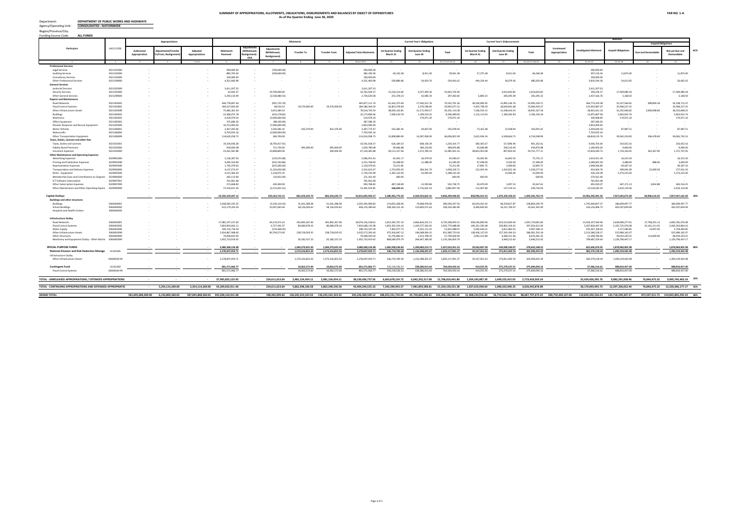**SUMMARY OF APPROPRIATIONS, ALLOTMENTS, OBLIGATIONS, DISBURSEMENTS AND BALANCES BY OBJECT OF EXPENDITURES**
**As of the Quarter Ending June 30, 2020**

**FAR No. 1-A**

Department: **DEPARTMENT OF PUBLIC WORKS AND HIGHWAYS**
Agency/Operating Unit: **CONSOLIDATED - NATIONWIDE**
Region/Province/City:
Funding Source Code: **ALL FUNDS**

| Particulars | UACS CODE | Appropriations | | | Allotments | | | | | | Current Year's Obligations | | | Current Year's Disbursements | | | Balances | | | | | |
|---|---|---|---|---|---|---|---|---|---|---|---|---|---|---|---|---|---|---|---|---|---|---|
| | | Authorized Appropriation | Adjustments(Transfer To/From, Realignment) | Adjusted Appropriations | Allotments Received | Adjustments (Withdrawal, Realignment) - CNA | Adjustments (Withdrawal, Realignment) | Transfer To | Transfer From | Adjusted Total Allotments | 1st Quarter Ending March 31 | 2nd Quarter Ending June 30 | Total | 1st Quarter Ending March 31 | 2nd Quarter Ending June 30 | Total | Unreleased Appropriation | Unobligated Allotment | Unpaid Obligations | Unpaid Obligations - Due and Demandable | Unpaid Obligations - Not yet Due and Demandable | AC% |
| 1 | 2 | 3 | 4 | 5=3+4 | 6 | | 7 | 8 | 9 | 10=6+7+8+9 | 11 | 12 | 15=11+12+13+14 | 16 | 17 | 20=16+17+18+19 | 21 | 22=10-15 | 23=15-20 | 24 | 25 | |
| **Professional Services** | | | | | | | | | | | | | | | | | | | | | | |
| Legal Services | 5021101000 | - | - | - | 990,000.00 | | (700,000.00) | - | - | 290,000.00 | - | - | - | - | - | - | - | 290,000.00 | - | - | - | |
| Auditing Services | 5021102000 | - | - | - | 885,795.94 | | (500,600.00) | - | - | 385,195.94 | 69,150.38 | 8,911.00 | 78,061.38 | 57,275.38 | 8,911.00 | 66,186.38 | - | 307,134.56 | 11,875.00 | - | 11,875.00 | |
| Consultancy Services | 5021103000 | - | - | - | 100,000.00 | | - | - | - | 100,000.00 | - | - | - | - | - | - | - | 100,000.00 | - | - | - | |
| Other Professional Services | 5021199000 | - | - | - | 4,351,460.98 | | - | - | - | 4,351,460.98 | 500,886.86 | 34,029.76 | 534,916.62 | 444,224.44 | 36,079.36 | 480,303.80 | - | 3,816,544.36 | 54,612.82 | - | 54,612.82 | |
| **General Services** | | | | | | | | | | | | | | | | | | | | | | |
| Janitorial Services | 5021202000 | - | - | - | 2,611,207.53 | | - | - | - | 2,611,207.53 | - | - | - | - | - | - | - | 2,611,207.53 | - | - | - | |
| Security Services | 5021203000 | - | - | - | 62,920.37 | | 19,700,000.00 | - | - | 19,762,920.37 | 15,226,514.64 | 4,237,209.36 | 19,463,724.00 | - | 2,014,643.82 | 2,014,643.82 | - | 299,196.37 | 17,449,080.18 | - | 17,449,080.18 | |
| Other General Services | 5021299000 | - | - | - | 5,293,110.99 | | (2,558,480.41) | - | - | 2,734,630.58 | 255,378.23 | 42,085.59 | 297,463.82 | 6,800.23 | 285,495.09 | 292,295.32 | - | 2,437,166.76 | 5,168.50 | - | 5,168.50 | |
| **Repairs and Maintenance** | | | | | | | | | | | | | | | | | | | | | | |
| Road Networks | 5021303001 | - | - | - | 446,779,837.44 | | (901,725.70) | - | - | 445,877,111.74 | 61,562,275.60 | 17,540,515.76 | 79,102,791.36 | 38,100,083.95 | 15,895,146.76 | 53,995,230.71 | - | 366,774,320.38 | 25,107,560.65 | 998,849.18 | 24,108,711.47 | |
| Flood Control Systems | 5021303002 | - | - | - | 184,537,810.06 | | 48,554.53 | 19,570,000.00 | 19,570,000.00 | 184,586,364.59 | 56,822,078.69 | 2,270,598.83 | 59,092,677.52 | 4,455,758.59 | 18,640,691.68 | 23,096,450.27 | - | 125,493,687.07 | 35,996,227.25 | - | 35,996,227.25 | |
| Other Infrastructure Assets | 5021303099 | - | - | - | 75,085,261.44 | | 3,931,484.10 | - | - | 79,016,745.54 | 38,029,163.91 | 12,171,950.57 | 50,201,114.48 | 7,506,553.15 | 11,438,614.41 | 18,945,167.56 | - | 28,815,631.16 | 31,255,946.92 | 3,000,098.60 | 28,255,848.32 | |
| Buildings | 5021304001 | - | - | - | 22,586,075.78 | | (410,178.82) | - | - | 22,175,896.96 | 7,000,534.78 | 1,299,554.22 | 8,300,089.00 | 1,152,113.43 | 1,184,042.83 | 2,336,156.26 | - | 13,875,807.96 | 5,963,932.74 | - | 5,963,932.74 | |
| Machinery | 5021305001 | - | - | - | 4,419,979.20 | | (3,900,000.00) | - | - | 519,979.20 | - | 179,071.20 | 179,071.20 | - | - | - | - | 340,908.00 | 179,071.20 | - | 179,071.20 | |
| Office Equipment | 5021305002 | - | - | - | 375,686.20 | | (88,100.00) | - | - | 287,586.20 | - | - | - | - | - | - | - | 287,586.20 | - | - | - | |
| Disaster Response and Rescue Equipment | 5021305009 | - | - | - | 10,753,000.00 | | (7,900,000.00) | - | - | 2,853,000.00 | - | - | - | - | - | - | - | 2,853,000.00 | - | - | - | |
| Motor Vehicles | 5021306001 | - | - | - | 2,367,392.06 | | 1,030,381.41 | 432,370.00 | 432,370.00 | 3,397,773.47 | 163,381.93 | 29,697.00 | 193,078.93 | 73,162.48 | 31,928.94 | 105,091.42 | - | 3,204,694.54 | 87,987.51 | - | 87,987.51 | |
| Watercrafts | 5021306004 | - | - | - | 9,703,935.16 | | (2,000,000.00) | - | - | 7,703,935.16 | - | - | - | - | - | - | - | 7,703,935.16 | - | - | - | |
| Other Transportation Equipment | 5021306099 | - | - | - | 114,630,258.73 | | 284,700.00 | - | - | 114,914,958.73 | 31,808,884.09 | 14,287,938.90 | 46,096,822.99 | 2,621,934.24 | 4,108,664.75 | 6,734,598.99 | - | 68,818,135.74 | 39,362,224.00 | 296,478.69 | 39,065,745.31 | |
| **Taxes, Duties, Licenses and other fees** | | | | | | | | | | | | | | | | | | | | | | |
| Taxes, Duties and Licenses | 5021501001 | - | - | - | 19,334,936.28 | | (8,793,917.91) | - | - | 10,541,018.37 | 626,184.53 | 608,130.24 | 1,234,314.77 | 382,365.67 | 517,896.94 | 901,262.61 | - | 9,306,703.60 | 333,052.16 | - | 333,052.16 | |
| Fidelity Bond Premiums | 5021502000 | - | - | - | 918,030.08 | | 721,750.00 | 495,000.00 | 495,000.00 | 1,639,780.08 | 99,686.88 | 349,210.00 | 448,876.88 | 93,666.88 | 346,210.00 | 439,876.88 | - | 1,190,903.20 | 9,000.00 | - | 9,000.00 | |
| Insurance Expenses | 5021503000 | - | - | - | 23,261,581.88 | | 23,848,800.00 | - | 200,000.00 | 47,310,381.88 | 30,113,157.06 | 1,372,784.10 | 31,485,941.16 | 28,853,953.08 | 897,824.03 | 29,751,777.11 | - | 15,824,440.72 | 1,734,164.05 | 362,367.00 | 1,371,797.05 | |
| **Other Maintenance and Operating Expenses** | | | | | | | | | | | | | | | | | | | | | | |
| Advertising Expenses | 5029901000 | - | - | - | 2,136,207.59 | | (129,255.68) | - | - | 2,006,951.91 | 65,561.17 | 26,479.50 | 92,040.67 | 59,061.85 | 16,663.32 | 75,725.17 | - | 1,914,911.24 | 16,315.50 | - | 16,315.50 | |
| Printing and Publication Expenses | 5029902000 | - | - | - | 4,285,533.80 | | (933,764.86) | - | - | 3,351,768.94 | 50,448.00 | 11,488.00 | 61,936.00 | 47,928.00 | 9,520.00 | 57,448.00 | - | 3,289,832.94 | 4,488.00 | 888.00 | 3,600.00 | |
| Representation Expenses | 5029903000 | - | - | - | 1,745,479.65 | | (625,000.00) | - | - | 1,120,479.65 | 72,212.85 | - | 72,212.85 | 17,845.75 | 5,000.00 | 22,845.75 | - | 1,048,266.80 | 49,367.10 | - | 49,367.10 | |
| Transportation and Delivery Expenses | 5029904000 | - | - | - | 4,137,273.47 | | (1,224,650.00) | - | - | 2,912,623.47 | 1,753,876.92 | 204,341.79 | 1,958,218.71 | 125,455.44 | 1,432,822.18 | 1,558,277.62 | - | 954,404.76 | 399,941.09 | 22,009.59 | 377,931.50 | |
| Rents - Equipment | 5029905004 | - | - | - | 4,215,560.64 | | 1,518,975.35 | - | - | 5,734,535.99 | 5,365,232.00 | 32,993.00 | 5,398,225.00 | - | 25,000.00 | 25,000.00 | - | 336,310.99 | 5,373,225.00 | - | 5,373,225.00 | |
| Membership Dues and Contributions to Organizations | 5029906000 | - | - | - | 282,113.40 | | (10,952.00) | - | - | 271,161.40 | 600.00 | - | 600.00 | 600.00 | - | 600.00 | - | 270,561.40 | - | - | - | |
| ICT Software Subscription | 5029907001 | - | - | - | 761,061.68 | | - | - | - | 761,061.68 | - | - | - | - | - | - | - | 761,061.68 | - | - | - | |
| Other Subscription Expenses | 5029907099 | - | - | - | 573,468.82 | | 420,300.00 | - | - | 993,768.82 | 487,139.89 | 15,599.86 | 502,738.75 | 30,470.09 | 5,097.53 | 35,567.62 | - | 491,030.07 | 467,171.13 | 3,854.88 | 463,316.25 | |
| Other Maintenance and Other Operating Expenses | 5029999099 | - | - | - | 17,554,421.26 | | (2,153,401.41) | - | - | 15,401,019.85 | 166,202.21 | 2,716,635.19 | 2,882,837.40 | 112,407.80 | 137,319.14 | 249,726.94 | - | 12,518,182.45 | 2,633,110.46 | - | 2,633,110.46 | |
| | | - | - | - | 33,592,529,207.12 | - | 220,163,723.15 | 865,250,220.74 | 865,250,220.74 | 33,812,692,930.27 | 5,286,965,776.42 | 4,569,433,662.41 | 9,856,399,438.83 | 858,996,412.52 | 1,070,359,350.22 | 1,929,355,763.74 | - | 23,956,293,491.45 | 7,927,043,675.09 | 69,996,510.05 | 7,857,047,165.04 | 29% |
| **Capital Outlays** | | | | | | | | | | | | | | | | | | | | | | |
| **Buildings and other structures** | | | | | | | | | | | | | | | | | | | | | | |
| Buildings | 5060404001 | - | - | - | 2,038,585,195.25 | | (3,140,110.42) | 31,641,288.38 | 31,641,288.38 | 2,035,445,084.83 | 214,835,268.96 | 74,668,978.60 | 289,504,247.56 | 60,544,431.92 | 48,259,817.87 | 108,804,249.79 | - | 1,745,940,837.27 | 180,699,997.77 | - | 180,699,997.77 | |
| School Buildings | 5060404002 | - | - | - | 612,179,224.20 | | 32,097,065.44 | 58,126,020.62 | 58,126,020.62 | 644,276,289.64 | 208,330,311.26 | 119,829,071.63 | 328,159,382.89 | 8,409,842.83 | 16,151,700.07 | 24,561,542.90 | - | 316,116,906.75 | 303,597,839.99 | - | 303,597,839.99 | |
| Hospitals and Health Centers | 5060404003 | - | - | - | - | | - | - | - | - | - | - | - | - | - | - | - | - | - | - | - | |
| **Infrastructure Outlay** | | | | | | | | | | | | | | | | | | | | | | |
| Road Networks | 5060403001 | - | - | - | 17,982,197,157.00 | | 94,119,371.61 | 435,892,367.06 | 435,892,367.06 | 18,076,316,528.61 | 2,053,392,707.10 | 2,666,816,252.11 | 4,720,208,959.21 | 458,196,830.96 | 633,522,850.64 | 1,091,719,681.60 | - | 13,356,107,569.40 | 3,628,489,277.61 | 27,708,201.13 | 3,600,781,076.48 | |
| Flood Control Systems | 5060403002 | - | - | - | 7,803,850,643.11 | | 6,757,491.97 | 80,689,978.10 | 80,689,978.10 | 7,810,608,135.08 | 1,402,202,324.16 | 1,100,577,363.92 | 2,502,779,688.08 | 196,251,292.68 | 200,803,319.32 | 397,054,612.00 | - | 5,307,828,447.00 | 2,105,725,076.08 | 42,161,211.92 | 2,063,563,864.16 | |
| Water Supply | 5060403004 | - | - | - | 209,116,716.04 | | (379,468.45) | - | - | 208,742,247.59 | 7,902,977.72 | 4,912,111.25 | 12,815,088.97 | 5,045,644.21 | 4,051,863.91 | 9,097,508.12 | - | 195,927,158.62 | 3,717,580.85 | 13,097.00 | 3,704,483.85 | |
| Other Infrastructure Assets | 5060403099 | - | - | - | 2,934,867,908.60 | | 90,704,373.00 | 238,718,029.35 | 238,718,029.35 | 3,025,572,281.60 | 475,916,847.12 | 336,068,906.31 | 811,985,753.43 | 128,456,157.03 | 157,545,434.33 | 286,001,591.36 | - | 2,213,586,528.17 | 525,984,162.07 | - | 525,984,162.07 | |
| Other Structures | 5060404099 | - | - | - | 79,008,443.50 | | - | - | - | 79,008,443.50 | 55,795,860.31 | 1,913,798.59 | 57,709,658.90 | 2,092,313.89 | 6,584,151.46 | 8,676,465.35 | - | 21,298,784.60 | 49,033,193.55 | 114,000.00 | 48,919,193.55 | |
| Machinery and Equipment Outlay - Other Machinery and Equipment | 5060405099 | - | - | - | 1,932,723,919.42 | | - | 20,182,527.23 | 20,182,527.23 | 1,932,723,919.42 | 868,589,479.79 | 264,647,180.00 | 1,133,236,659.79 | - | 3,440,212.62 | 3,440,212.62 | - | 799,487,259.63 | 1,129,796,447.17 | - | 1,129,796,447.17 | |
| **SPECIAL PURPOSE FUNDS** | | - | - | - | 3,080,268,126.48 | - | - | 1,584,379,425.50 | 1,584,379,425.50 | 3,080,268,126.48 | 1,062,938,226.82 | 1,394,684,214.71 | 2,457,622,451.53 | 29,562,007.58 | 549,090,540.97 | 578,652,548.55 | - | 622,645,674.95 | 1,878,969,902.98 | - | 1,878,969,902.98 | 80% |
| **National Disaster and Risk Reduction Management** | 01101401 | - | - | - | 2,278,697,059.71 | - | - | 1,574,316,853.50 | 1,574,316,853.50 | 2,278,697,059.71 | 536,719,700.30 | 1,156,398,201.07 | 1,693,117,901.37 | 29,147,451.63 | 273,811,003.76 | 302,958,455.39 | - | 585,579,158.34 | 1,390,159,445.98 | - | 1,390,159,445.98 | |
| Infrastructure Outlay | | | | | | | | | | | | | | | | | | | | | | |
| Other Infrastructure Assets | 50604030-99 | | | | 2,278,697,059.71 | | | 1,574,316,853.50 | 1,574,316,853.50 | 2,278,697,059.71 | 536,719,700.30 | 1,156,398,201.07 | 1,693,117,901.37 | 29,147,451.63 | 273,811,003.76 | 302,958,455.39 | | 585,579,158.34 | 1,390,159,445.98 | | 1,390,159,445.98 | |
| **Contingent Fund** | 01101402 | - | - | - | 801,571,066.77 | - | - | 10,062,572.00 | 10,062,572.00 | 801,571,066.77 | 526,218,526.52 | 238,286,013.64 | 764,504,550.16 | 414,555.95 | 275,279,537.21 | 275,694,093.16 | - | 37,066,516.61 | 488,810,457.00 | - | 488,810,457.00 | |
| Flood Control Systems | 50604030-99 | | | | 801,571,066.77 | | | 10,062,572.00 | 10,062,572.00 | 801,571,066.77 | 526,218,526.52 | 238,286,013.64 | 764,504,550.16 | 414,555.95 | 275,279,537.21 | 275,694,093.16 | | 37,066,516.61 | 488,810,457.00 | | 488,810,457.00 | |
| **TOTAL - UNRELEASED APPROPRIATIONS / EXTENDED APPROPRIATIONS** | | - | - | - | 37,905,825,123.92 | - | 224,611,613.64 | 2,481,124,454.11 | 2,481,124,454.11 | 38,130,436,737.56 | 6,663,678,124.72 | 6,042,332,317.08 | 12,706,010,441.80 | 1,024,193,087.39 | 1,699,225,415.95 | 2,723,418,503.34 | - | 25,424,426,295.76 | 9,982,591,938.46 | 76,846,475.32 | 9,905,745,463.14 | 33% |
| **TOTAL - CONTINUING APPROPRIATIONS AND EXTENDED APPROPRIATIONS** | | - | 5,354,114,269.00 | 5,354,114,269.00 | 43,269,632,911.46 | - | 224,611,613.64 | 5,862,248,336.58 | 5,862,248,336.58 | 43,494,244,525.10 | 7,342,290,942.57 | 7,981,859,588.81 | 15,324,150,531.38 | 1,037,619,938.64 | 1,989,323,940.25 | 3,026,943,878.89 | - | 28,170,093,993.72 | 12,297,206,652.49 | 76,846,475.32 | 12,220,360,177.17 | 35% |
| **GRAND TOTAL** | | 581,695,068,000.00 | 6,150,800,360.42 | 587,845,868,360.42 | 345,028,124,415.48 | - | 198,465,093.64 | 136,245,542,323.33 | 136,245,542,323.33 | 345,226,589,509.12 | 188,655,531,734.04 | 45,750,665,248.65 | 234,406,196,982.69 | 31,968,234,916.84 | 56,719,562,758.58 | 88,687,797,675.42 | 280,759,409,107.00 | 110,820,392,526.43 | 145,718,399,307.27 | 872,597,011.73 | 144,845,802,295.54 | 68% |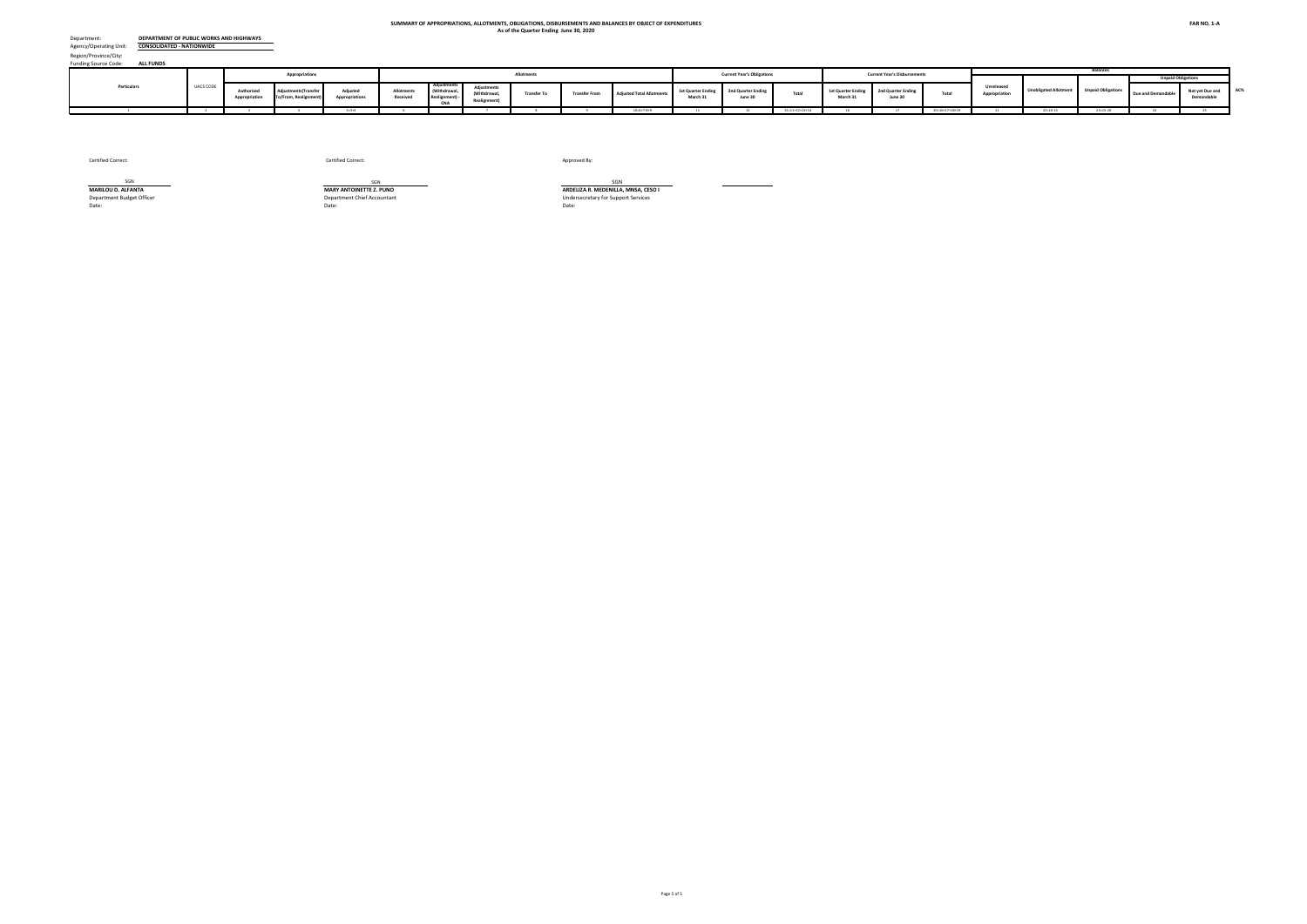**SUMMARY OF APPROPRIATIONS, ALLOTMENTS, OBLIGATIONS, DISBURSEMENTS AND BALANCES BY OBJECT OF EXPENDITURES**
**As of the Quarter Ending June 30, 2020**

**FAR NO. 1-A**

Department: **DEPARTMENT OF PUBLIC WORKS AND HIGHWAYS**
Agency/Operating Unit: **CONSOLIDATED - NATIONWIDE**
Region/Province/City:
Funding Source Code: **ALL FUNDS**

| Particulars | UACS CODE | Appropriations | | | Allotments | | | | | | Current Year's Obligations | | | Current Year's Disbursements | | | Balances | | | | | AC% |
|---|---|---|---|---|---|---|---|---|---|---|---|---|---|---|---|---|---|---|---|---|---|---|
| | | Authorized Appropriation | Adjustments(Transfer To/From, Realignment) | Adjusted Appropriations | Allotments Received | Adjustments (Withdrawal, Realignment) - CNA | Adjustments (Withdrawal, Realignment) | Transfer To | Transfer From | Adjusted Total Allotments | 1st Quarter Ending March 31 | 2nd Quarter Ending June 30 | Total | 1st Quarter Ending March 31 | 2nd Quarter Ending June 30 | Total | Unreleased Appropriation | Unobligated Allotment | Unpaid Obligations | Unpaid Obligations: Due and Demandable | Unpaid Obligations: Not yet Due and Demandable | |
| 1 | 2 | 3 | 4 | 5=3+4 | 6 | | 7 | 8 | 9 | 10=6+7-8+9 | 11 | 12 | 15=11+12+13+14 | 16 | 17 | 20=16+17+18+19 | 21 | 22=10-15 | 23=15-20 | 24 | 25 | |

Certified Correct:

SGN
**MARILOU D. ALFANTA**
Department Budget Officer
Date:

Certified Correct:

SGN
**MARY ANTOINETTE Z. PUNO**
Department Chief Accountant
Date:

Approved By:

SGN
**ARDELIZA R. MEDENILLA, MNSA, CESO I**
Undersecretary for Support Services
Date: